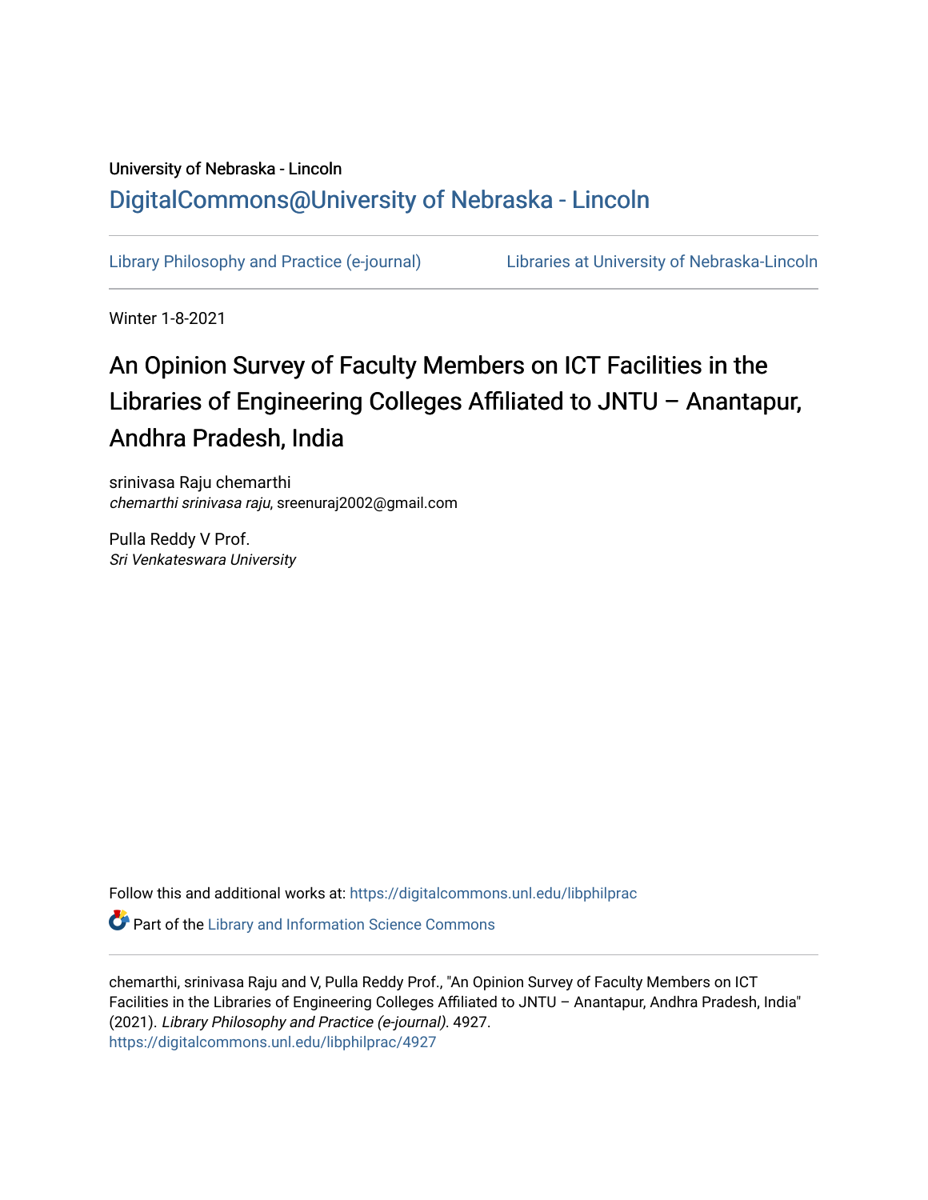University of Nebraska - Lincoln

# DigitalCommons@University of Nebraska - Lincoln

Library Philosophy and Practice (e-journal) Libraries at University of Nebraska-Lincoln

Winter 1-8-2021

## An Opinion Survey of Faculty Members on ICT Facilities in the Libraries of Engineering Colleges Affiliated to JNTU – Anantapur, Andhra Pradesh, India

srinivasa Raju chemarthi
*chemarthi srinivasa raju*, sreenuraj2002@gmail.com

Pulla Reddy V Prof.
*Sri Venkateswara University*

Follow this and additional works at: https://digitalcommons.unl.edu/libphilprac

Part of the Library and Information Science Commons

chemarthi, srinivasa Raju and V, Pulla Reddy Prof., "An Opinion Survey of Faculty Members on ICT Facilities in the Libraries of Engineering Colleges Affiliated to JNTU – Anantapur, Andhra Pradesh, India" (2021). *Library Philosophy and Practice (e-journal)*. 4927.
https://digitalcommons.unl.edu/libphilprac/4927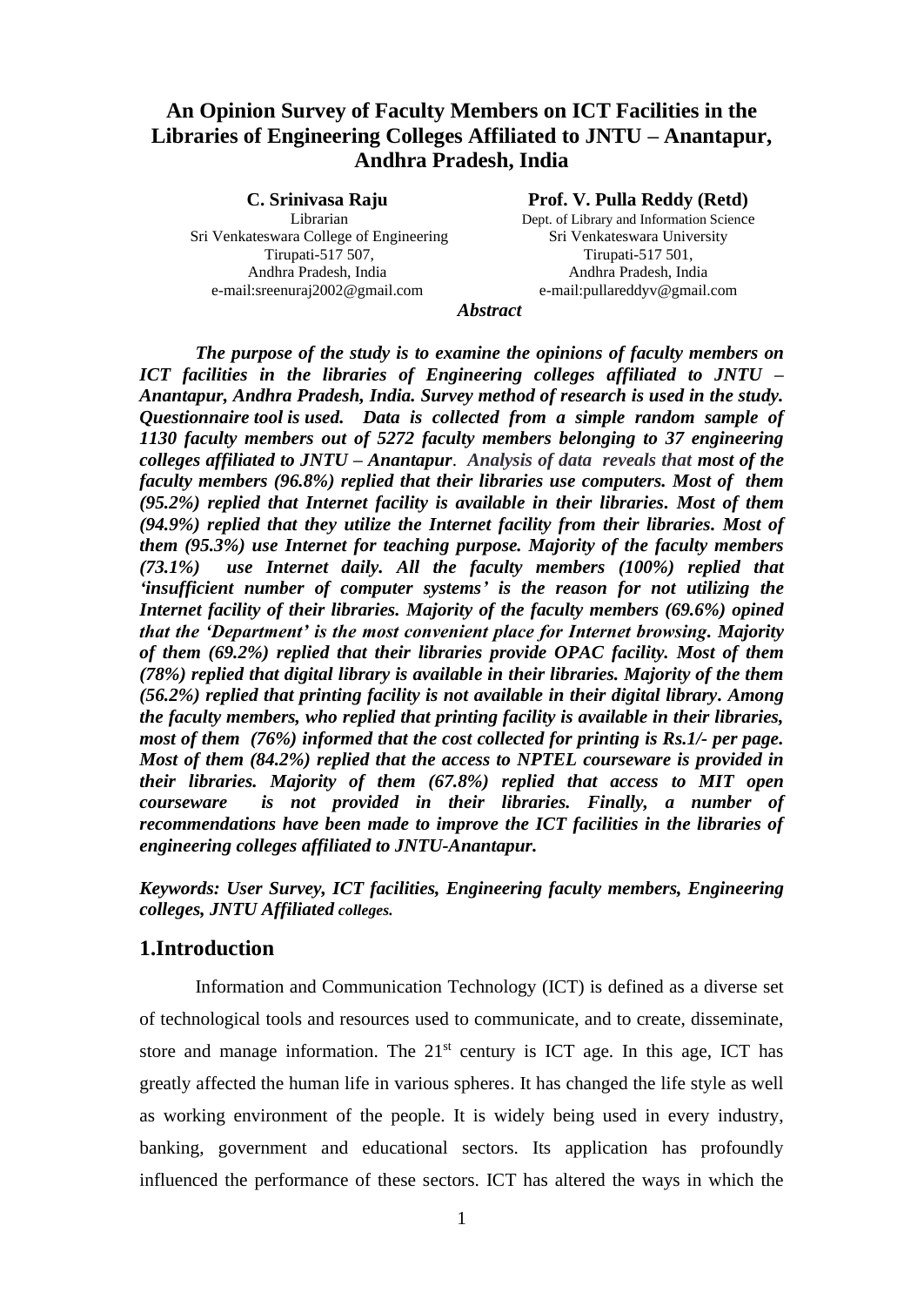# An Opinion Survey of Faculty Members on ICT Facilities in the Libraries of Engineering Colleges Affiliated to JNTU – Anantapur, Andhra Pradesh, India

**C. Srinivasa Raju**
Librarian
Sri Venkateswara College of Engineering
Tirupati-517 507,
Andhra Pradesh, India
e-mail:sreenuraj2002@gmail.com

**Prof. V. Pulla Reddy (Retd)**
Dept. of Library and Information Science
Sri Venkateswara University
Tirupati-517 501,
Andhra Pradesh, India
e-mail:pullareddyv@gmail.com

***Abstract***

***The purpose of the study is to examine the opinions of faculty members on ICT facilities in the libraries of Engineering colleges affiliated to JNTU – Anantapur, Andhra Pradesh, India. Survey method of research is used in the study. Questionnaire tool is used. Data is collected from a simple random sample of 1130 faculty members out of 5272 faculty members belonging to 37 engineering colleges affiliated to JNTU – Anantapur. Analysis of data reveals that most of the faculty members (96.8%) replied that their libraries use computers. Most of them (95.2%) replied that Internet facility is available in their libraries. Most of them (94.9%) replied that they utilize the Internet facility from their libraries. Most of them (95.3%) use Internet for teaching purpose. Majority of the faculty members (73.1%) use Internet daily. All the faculty members (100%) replied that 'insufficient number of computer systems' is the reason for not utilizing the Internet facility of their libraries. Majority of the faculty members (69.6%) opined that the 'Department' is the most convenient place for Internet browsing. Majority of them (69.2%) replied that their libraries provide OPAC facility. Most of them (78%) replied that digital library is available in their libraries. Majority of the them (56.2%) replied that printing facility is not available in their digital library. Among the faculty members, who replied that printing facility is available in their libraries, most of them (76%) informed that the cost collected for printing is Rs.1/- per page. Most of them (84.2%) replied that the access to NPTEL courseware is provided in their libraries. Majority of them (67.8%) replied that access to MIT open courseware is not provided in their libraries. Finally, a number of recommendations have been made to improve the ICT facilities in the libraries of engineering colleges affiliated to JNTU-Anantapur.***

***Keywords: User Survey, ICT facilities, Engineering faculty members, Engineering colleges, JNTU Affiliated colleges.***

## 1.Introduction

Information and Communication Technology (ICT) is defined as a diverse set of technological tools and resources used to communicate, and to create, disseminate, store and manage information. The 21st century is ICT age. In this age, ICT has greatly affected the human life in various spheres. It has changed the life style as well as working environment of the people. It is widely being used in every industry, banking, government and educational sectors. Its application has profoundly influenced the performance of these sectors. ICT has altered the ways in which the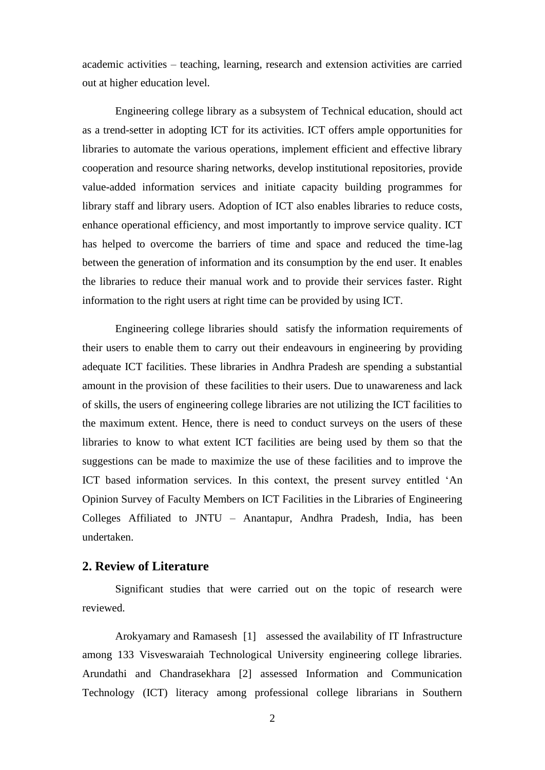academic activities – teaching, learning, research and extension activities are carried out at higher education level.

Engineering college library as a subsystem of Technical education, should act as a trend-setter in adopting ICT for its activities. ICT offers ample opportunities for libraries to automate the various operations, implement efficient and effective library cooperation and resource sharing networks, develop institutional repositories, provide value-added information services and initiate capacity building programmes for library staff and library users. Adoption of ICT also enables libraries to reduce costs, enhance operational efficiency, and most importantly to improve service quality. ICT has helped to overcome the barriers of time and space and reduced the time-lag between the generation of information and its consumption by the end user. It enables the libraries to reduce their manual work and to provide their services faster. Right information to the right users at right time can be provided by using ICT.

Engineering college libraries should satisfy the information requirements of their users to enable them to carry out their endeavours in engineering by providing adequate ICT facilities. These libraries in Andhra Pradesh are spending a substantial amount in the provision of these facilities to their users. Due to unawareness and lack of skills, the users of engineering college libraries are not utilizing the ICT facilities to the maximum extent. Hence, there is need to conduct surveys on the users of these libraries to know to what extent ICT facilities are being used by them so that the suggestions can be made to maximize the use of these facilities and to improve the ICT based information services. In this context, the present survey entitled 'An Opinion Survey of Faculty Members on ICT Facilities in the Libraries of Engineering Colleges Affiliated to JNTU – Anantapur, Andhra Pradesh, India, has been undertaken.

## 2. Review of Literature

Significant studies that were carried out on the topic of research were reviewed.

Arokyamary and Ramasesh [1] assessed the availability of IT Infrastructure among 133 Visveswaraiah Technological University engineering college libraries. Arundathi and Chandrasekhara [2] assessed Information and Communication Technology (ICT) literacy among professional college librarians in Southern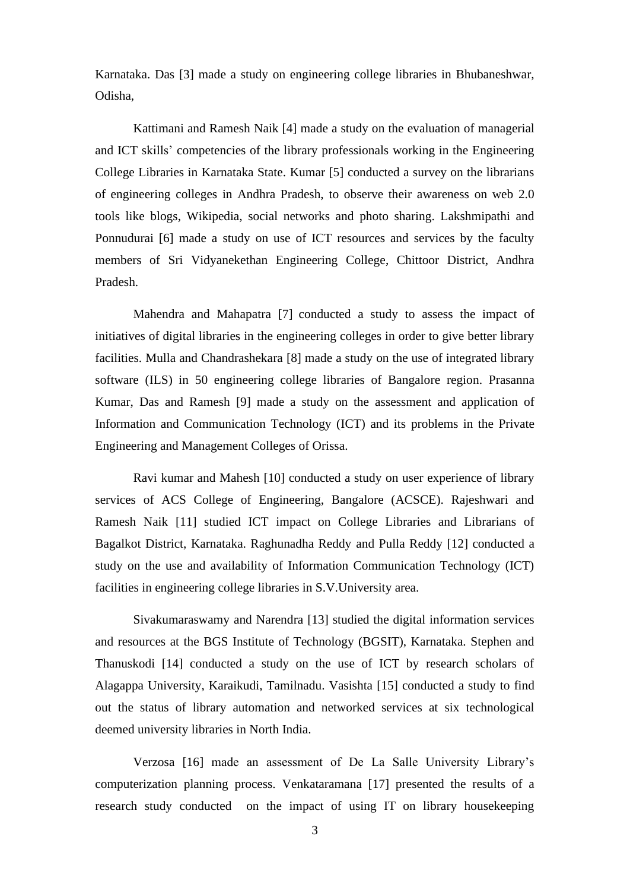Karnataka. Das [3] made a study on engineering college libraries in Bhubaneshwar, Odisha,

Kattimani and Ramesh Naik [4] made a study on the evaluation of managerial and ICT skills' competencies of the library professionals working in the Engineering College Libraries in Karnataka State. Kumar [5] conducted a survey on the librarians of engineering colleges in Andhra Pradesh, to observe their awareness on web 2.0 tools like blogs, Wikipedia, social networks and photo sharing. Lakshmipathi and Ponnudurai [6] made a study on use of ICT resources and services by the faculty members of Sri Vidyanekethan Engineering College, Chittoor District, Andhra Pradesh.

Mahendra and Mahapatra [7] conducted a study to assess the impact of initiatives of digital libraries in the engineering colleges in order to give better library facilities. Mulla and Chandrashekara [8] made a study on the use of integrated library software (ILS) in 50 engineering college libraries of Bangalore region. Prasanna Kumar, Das and Ramesh [9] made a study on the assessment and application of Information and Communication Technology (ICT) and its problems in the Private Engineering and Management Colleges of Orissa.

Ravi kumar and Mahesh [10] conducted a study on user experience of library services of ACS College of Engineering, Bangalore (ACSCE). Rajeshwari and Ramesh Naik [11] studied ICT impact on College Libraries and Librarians of Bagalkot District, Karnataka. Raghunadha Reddy and Pulla Reddy [12] conducted a study on the use and availability of Information Communication Technology (ICT) facilities in engineering college libraries in S.V.University area.

Sivakumaraswamy and Narendra [13] studied the digital information services and resources at the BGS Institute of Technology (BGSIT), Karnataka. Stephen and Thanuskodi [14] conducted a study on the use of ICT by research scholars of Alagappa University, Karaikudi, Tamilnadu. Vasishta [15] conducted a study to find out the status of library automation and networked services at six technological deemed university libraries in North India.

Verzosa [16] made an assessment of De La Salle University Library's computerization planning process. Venkataramana [17] presented the results of a research study conducted on the impact of using IT on library housekeeping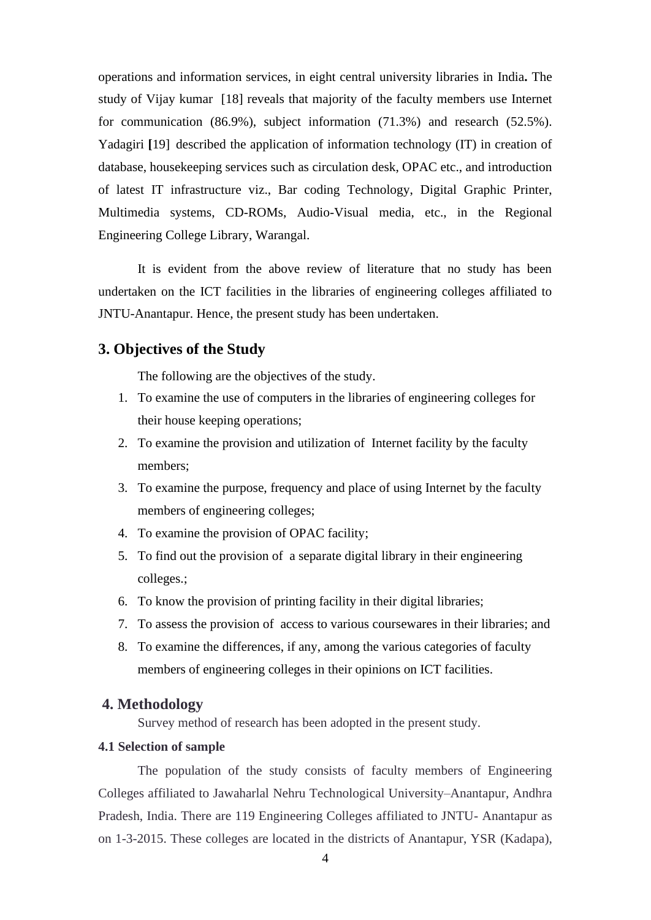operations and information services, in eight central university libraries in India**.** The study of Vijay kumar [18] reveals that majority of the faculty members use Internet for communication (86.9%), subject information (71.3%) and research (52.5%). Yadagiri **[**19] described the application of information technology (IT) in creation of database, housekeeping services such as circulation desk, OPAC etc., and introduction of latest IT infrastructure viz., Bar coding Technology, Digital Graphic Printer, Multimedia systems, CD-ROMs, Audio-Visual media, etc., in the Regional Engineering College Library, Warangal.

It is evident from the above review of literature that no study has been undertaken on the ICT facilities in the libraries of engineering colleges affiliated to JNTU-Anantapur. Hence, the present study has been undertaken.

## 3. Objectives of the Study

The following are the objectives of the study.

1. To examine the use of computers in the libraries of engineering colleges for their house keeping operations;
2. To examine the provision and utilization of Internet facility by the faculty members;
3. To examine the purpose, frequency and place of using Internet by the faculty members of engineering colleges;
4. To examine the provision of OPAC facility;
5. To find out the provision of a separate digital library in their engineering colleges.;
6. To know the provision of printing facility in their digital libraries;
7. To assess the provision of access to various coursewares in their libraries; and
8. To examine the differences, if any, among the various categories of faculty members of engineering colleges in their opinions on ICT facilities.

## 4. Methodology

Survey method of research has been adopted in the present study.

### 4.1 Selection of sample

The population of the study consists of faculty members of Engineering Colleges affiliated to Jawaharlal Nehru Technological University–Anantapur, Andhra Pradesh, India. There are 119 Engineering Colleges affiliated to JNTU- Anantapur as on 1-3-2015. These colleges are located in the districts of Anantapur, YSR (Kadapa),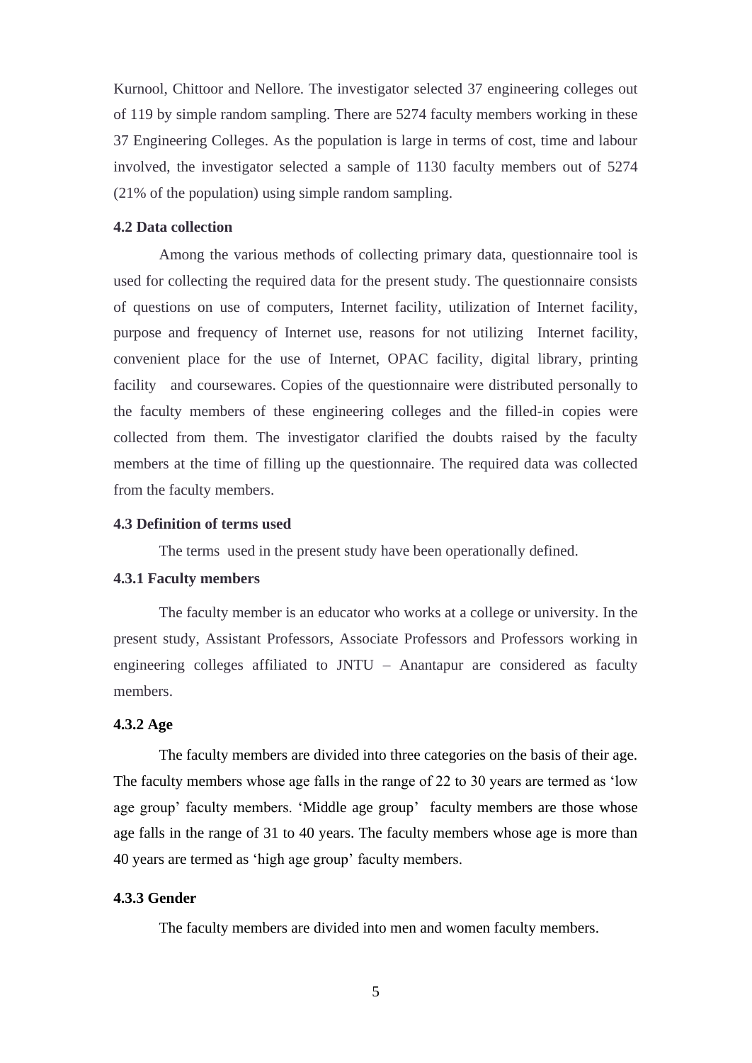Kurnool, Chittoor and Nellore. The investigator selected 37 engineering colleges out of 119 by simple random sampling. There are 5274 faculty members working in these 37 Engineering Colleges. As the population is large in terms of cost, time and labour involved, the investigator selected a sample of 1130 faculty members out of 5274 (21% of the population) using simple random sampling.

### 4.2 Data collection

Among the various methods of collecting primary data, questionnaire tool is used for collecting the required data for the present study. The questionnaire consists of questions on use of computers, Internet facility, utilization of Internet facility, purpose and frequency of Internet use, reasons for not utilizing Internet facility, convenient place for the use of Internet, OPAC facility, digital library, printing facility and coursewares. Copies of the questionnaire were distributed personally to the faculty members of these engineering colleges and the filled-in copies were collected from them. The investigator clarified the doubts raised by the faculty members at the time of filling up the questionnaire. The required data was collected from the faculty members.

### 4.3 Definition of terms used

The terms used in the present study have been operationally defined.

#### 4.3.1 Faculty members

The faculty member is an educator who works at a college or university. In the present study, Assistant Professors, Associate Professors and Professors working in engineering colleges affiliated to JNTU – Anantapur are considered as faculty members.

#### 4.3.2 Age

The faculty members are divided into three categories on the basis of their age. The faculty members whose age falls in the range of 22 to 30 years are termed as 'low age group' faculty members. 'Middle age group' faculty members are those whose age falls in the range of 31 to 40 years. The faculty members whose age is more than 40 years are termed as 'high age group' faculty members.

#### 4.3.3 Gender

The faculty members are divided into men and women faculty members.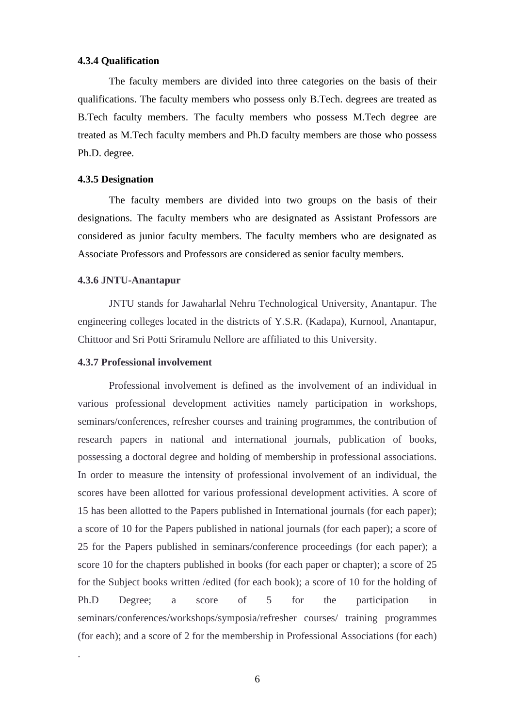#### 4.3.4 Qualification

The faculty members are divided into three categories on the basis of their qualifications. The faculty members who possess only B.Tech. degrees are treated as B.Tech faculty members. The faculty members who possess M.Tech degree are treated as M.Tech faculty members and Ph.D faculty members are those who possess Ph.D. degree.

#### 4.3.5 Designation

The faculty members are divided into two groups on the basis of their designations. The faculty members who are designated as Assistant Professors are considered as junior faculty members. The faculty members who are designated as Associate Professors and Professors are considered as senior faculty members.

#### 4.3.6 JNTU-Anantapur

JNTU stands for Jawaharlal Nehru Technological University, Anantapur. The engineering colleges located in the districts of Y.S.R. (Kadapa), Kurnool, Anantapur, Chittoor and Sri Potti Sriramulu Nellore are affiliated to this University.

#### 4.3.7 Professional involvement

Professional involvement is defined as the involvement of an individual in various professional development activities namely participation in workshops, seminars/conferences, refresher courses and training programmes, the contribution of research papers in national and international journals, publication of books, possessing a doctoral degree and holding of membership in professional associations. In order to measure the intensity of professional involvement of an individual, the scores have been allotted for various professional development activities. A score of 15 has been allotted to the Papers published in International journals (for each paper); a score of 10 for the Papers published in national journals (for each paper); a score of 25 for the Papers published in seminars/conference proceedings (for each paper); a score 10 for the chapters published in books (for each paper or chapter); a score of 25 for the Subject books written /edited (for each book); a score of 10 for the holding of Ph.D Degree; a score of 5 for the participation in seminars/conferences/workshops/symposia/refresher courses/ training programmes (for each); and a score of 2 for the membership in Professional Associations (for each) .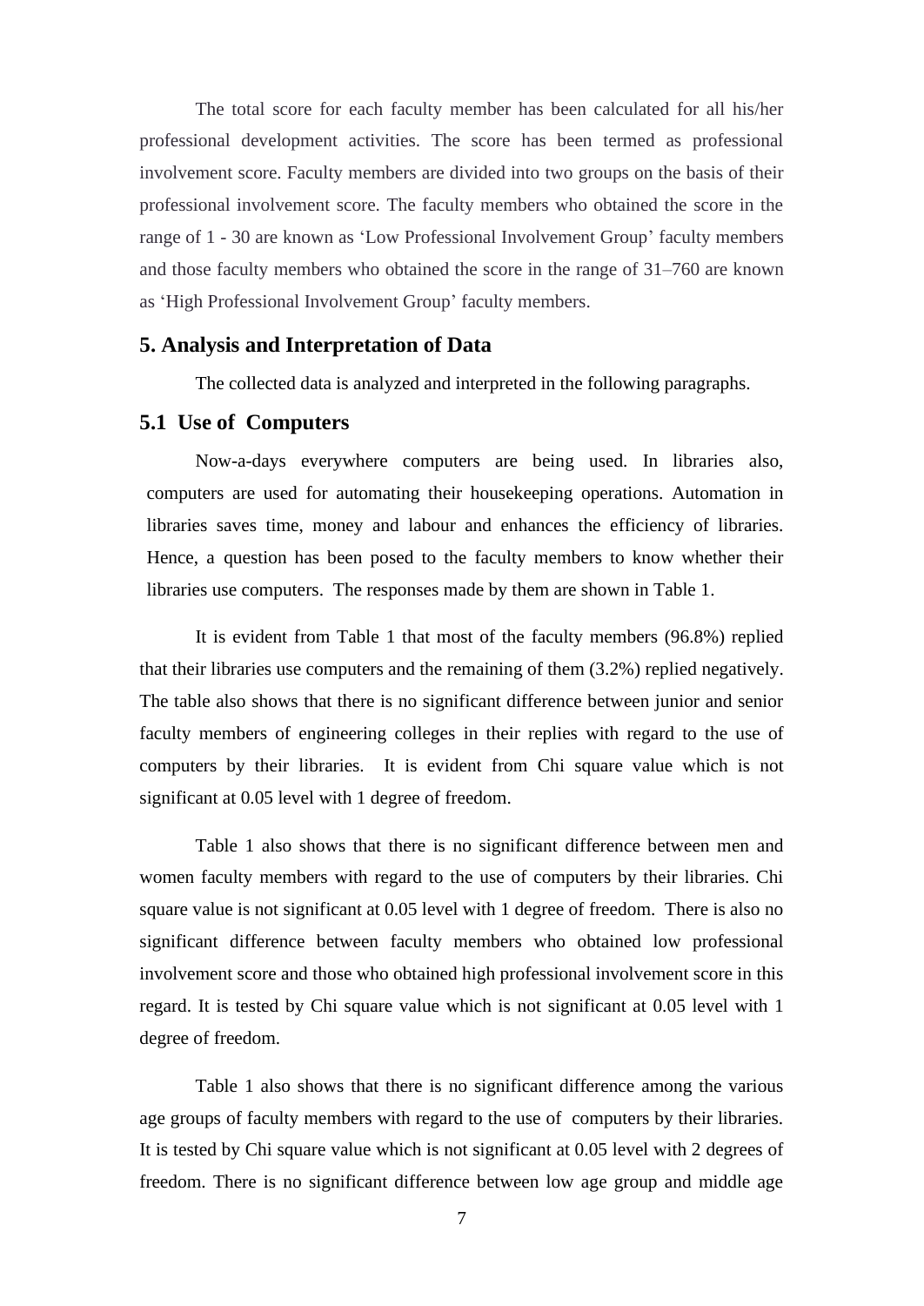The total score for each faculty member has been calculated for all his/her professional development activities. The score has been termed as professional involvement score. Faculty members are divided into two groups on the basis of their professional involvement score. The faculty members who obtained the score in the range of 1 - 30 are known as 'Low Professional Involvement Group' faculty members and those faculty members who obtained the score in the range of 31–760 are known as 'High Professional Involvement Group' faculty members.

## 5. Analysis and Interpretation of Data

The collected data is analyzed and interpreted in the following paragraphs.

### 5.1 Use of Computers

Now-a-days everywhere computers are being used. In libraries also, computers are used for automating their housekeeping operations. Automation in libraries saves time, money and labour and enhances the efficiency of libraries. Hence, a question has been posed to the faculty members to know whether their libraries use computers. The responses made by them are shown in Table 1.

It is evident from Table 1 that most of the faculty members (96.8%) replied that their libraries use computers and the remaining of them (3.2%) replied negatively. The table also shows that there is no significant difference between junior and senior faculty members of engineering colleges in their replies with regard to the use of computers by their libraries. It is evident from Chi square value which is not significant at 0.05 level with 1 degree of freedom.

Table 1 also shows that there is no significant difference between men and women faculty members with regard to the use of computers by their libraries. Chi square value is not significant at 0.05 level with 1 degree of freedom. There is also no significant difference between faculty members who obtained low professional involvement score and those who obtained high professional involvement score in this regard. It is tested by Chi square value which is not significant at 0.05 level with 1 degree of freedom.

Table 1 also shows that there is no significant difference among the various age groups of faculty members with regard to the use of computers by their libraries. It is tested by Chi square value which is not significant at 0.05 level with 2 degrees of freedom. There is no significant difference between low age group and middle age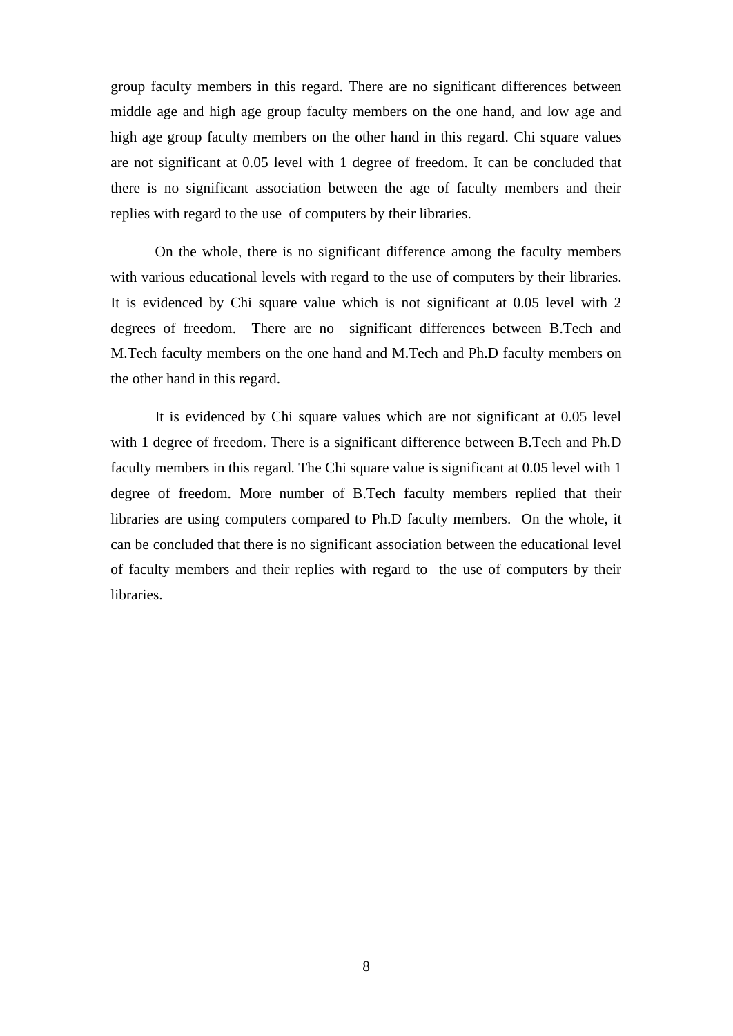group faculty members in this regard. There are no significant differences between middle age and high age group faculty members on the one hand, and low age and high age group faculty members on the other hand in this regard. Chi square values are not significant at 0.05 level with 1 degree of freedom. It can be concluded that there is no significant association between the age of faculty members and their replies with regard to the use of computers by their libraries.

On the whole, there is no significant difference among the faculty members with various educational levels with regard to the use of computers by their libraries. It is evidenced by Chi square value which is not significant at 0.05 level with 2 degrees of freedom. There are no significant differences between B.Tech and M.Tech faculty members on the one hand and M.Tech and Ph.D faculty members on the other hand in this regard.

It is evidenced by Chi square values which are not significant at 0.05 level with 1 degree of freedom. There is a significant difference between B.Tech and Ph.D faculty members in this regard. The Chi square value is significant at 0.05 level with 1 degree of freedom. More number of B.Tech faculty members replied that their libraries are using computers compared to Ph.D faculty members. On the whole, it can be concluded that there is no significant association between the educational level of faculty members and their replies with regard to the use of computers by their libraries.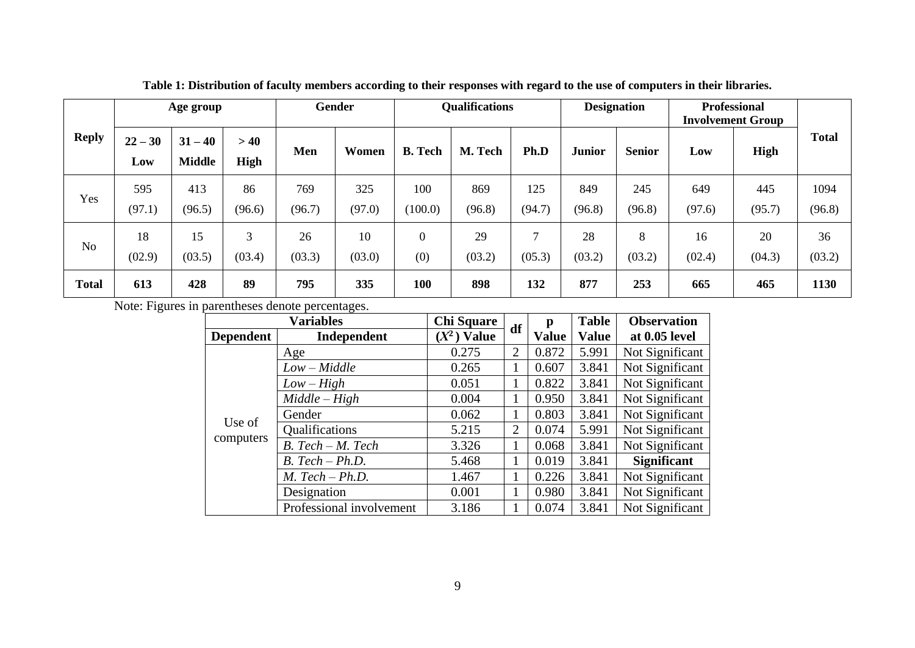**Table 1: Distribution of faculty members according to their responses with regard to the use of computers in their libraries.**

| Reply | Age group | | | Gender | | Qualifications | | | Designation | | Professional Involvement Group | | Total |
|---|---|---|---|---|---|---|---|---|---|---|---|---|---|
| | 22 – 30 Low | 31 – 40 Middle | > 40 High | Men | Women | B. Tech | M. Tech | Ph.D | Junior | Senior | Low | High | |
| Yes | 595 (97.1) | 413 (96.5) | 86 (96.6) | 769 (96.7) | 325 (97.0) | 100 (100.0) | 869 (96.8) | 125 (94.7) | 849 (96.8) | 245 (96.8) | 649 (97.6) | 445 (95.7) | 1094 (96.8) |
| No | 18 (02.9) | 15 (03.5) | 3 (03.4) | 26 (03.3) | 10 (03.0) | 0 (0) | 29 (03.2) | 7 (05.3) | 28 (03.2) | 8 (03.2) | 16 (02.4) | 20 (04.3) | 36 (03.2) |
| **Total** | **613** | **428** | **89** | **795** | **335** | **100** | **898** | **132** | **877** | **253** | **665** | **465** | **1130** |

Note: Figures in parentheses denote percentages.

| Variables | | Chi Square | df | p | Table | Observation |
|---|---|---|---|---|---|---|
| Dependent | Independent | ($X^2$) Value | | Value | Value | at 0.05 level |
| Use of computers | Age | 0.275 | 2 | 0.872 | 5.991 | Not Significant |
| | *Low – Middle* | 0.265 | 1 | 0.607 | 3.841 | Not Significant |
| | *Low – High* | 0.051 | 1 | 0.822 | 3.841 | Not Significant |
| | *Middle – High* | 0.004 | 1 | 0.950 | 3.841 | Not Significant |
| | Gender | 0.062 | 1 | 0.803 | 3.841 | Not Significant |
| | Qualifications | 5.215 | 2 | 0.074 | 5.991 | Not Significant |
| | *B. Tech – M. Tech* | 3.326 | 1 | 0.068 | 3.841 | Not Significant |
| | *B. Tech – Ph.D.* | 5.468 | 1 | 0.019 | 3.841 | **Significant** |
| | *M. Tech – Ph.D.* | 1.467 | 1 | 0.226 | 3.841 | Not Significant |
| | Designation | 0.001 | 1 | 0.980 | 3.841 | Not Significant |
| | Professional involvement | 3.186 | 1 | 0.074 | 3.841 | Not Significant |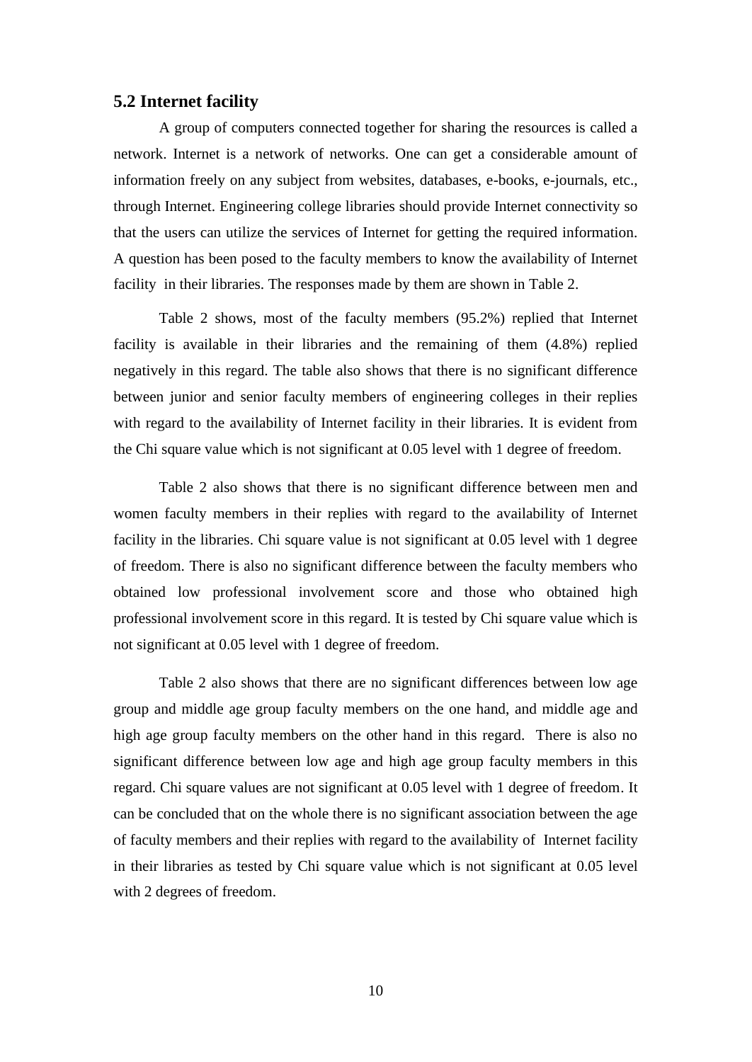## 5.2 Internet facility

A group of computers connected together for sharing the resources is called a network. Internet is a network of networks. One can get a considerable amount of information freely on any subject from websites, databases, e-books, e-journals, etc., through Internet. Engineering college libraries should provide Internet connectivity so that the users can utilize the services of Internet for getting the required information. A question has been posed to the faculty members to know the availability of Internet facility in their libraries. The responses made by them are shown in Table 2.

Table 2 shows, most of the faculty members (95.2%) replied that Internet facility is available in their libraries and the remaining of them (4.8%) replied negatively in this regard. The table also shows that there is no significant difference between junior and senior faculty members of engineering colleges in their replies with regard to the availability of Internet facility in their libraries. It is evident from the Chi square value which is not significant at 0.05 level with 1 degree of freedom.

Table 2 also shows that there is no significant difference between men and women faculty members in their replies with regard to the availability of Internet facility in the libraries. Chi square value is not significant at 0.05 level with 1 degree of freedom. There is also no significant difference between the faculty members who obtained low professional involvement score and those who obtained high professional involvement score in this regard. It is tested by Chi square value which is not significant at 0.05 level with 1 degree of freedom.

Table 2 also shows that there are no significant differences between low age group and middle age group faculty members on the one hand, and middle age and high age group faculty members on the other hand in this regard. There is also no significant difference between low age and high age group faculty members in this regard. Chi square values are not significant at 0.05 level with 1 degree of freedom. It can be concluded that on the whole there is no significant association between the age of faculty members and their replies with regard to the availability of Internet facility in their libraries as tested by Chi square value which is not significant at 0.05 level with 2 degrees of freedom.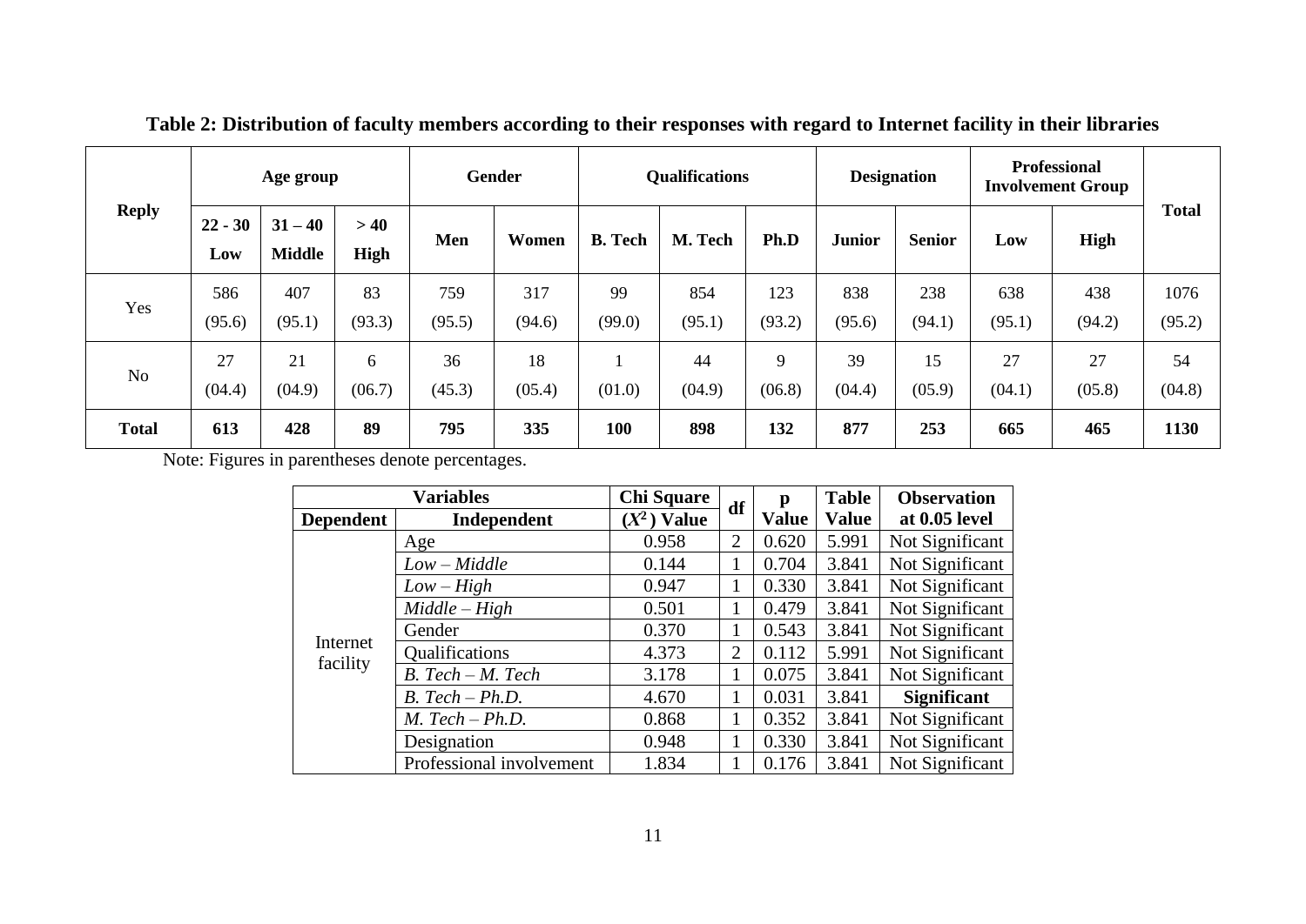**Table 2: Distribution of faculty members according to their responses with regard to Internet facility in their libraries**

| Reply | Age group | | | Gender | | Qualifications | | | Designation | | Professional Involvement Group | | Total |
|---|---|---|---|---|---|---|---|---|---|---|---|---|---|
| | 22 - 30 Low | 31 – 40 Middle | > 40 High | Men | Women | B. Tech | M. Tech | Ph.D | Junior | Senior | Low | High | |
| Yes | 586 (95.6) | 407 (95.1) | 83 (93.3) | 759 (95.5) | 317 (94.6) | 99 (99.0) | 854 (95.1) | 123 (93.2) | 838 (95.6) | 238 (94.1) | 638 (95.1) | 438 (94.2) | 1076 (95.2) |
| No | 27 (04.4) | 21 (04.9) | 6 (06.7) | 36 (45.3) | 18 (05.4) | 1 (01.0) | 44 (04.9) | 9 (06.8) | 39 (04.4) | 15 (05.9) | 27 (04.1) | 27 (05.8) | 54 (04.8) |
| **Total** | **613** | **428** | **89** | **795** | **335** | **100** | **898** | **132** | **877** | **253** | **665** | **465** | **1130** |

Note: Figures in parentheses denote percentages.

| Variables | | Chi Square | df | p | Table | Observation |
|---|---|---|---|---|---|---|
| **Dependent** | **Independent** | **($X^2$) Value** | | **Value** | **Value** | **at 0.05 level** |
| Internet facility | Age | 0.958 | 2 | 0.620 | 5.991 | Not Significant |
| | *Low – Middle* | 0.144 | 1 | 0.704 | 3.841 | Not Significant |
| | *Low – High* | 0.947 | 1 | 0.330 | 3.841 | Not Significant |
| | *Middle – High* | 0.501 | 1 | 0.479 | 3.841 | Not Significant |
| | Gender | 0.370 | 1 | 0.543 | 3.841 | Not Significant |
| | Qualifications | 4.373 | 2 | 0.112 | 5.991 | Not Significant |
| | *B. Tech – M. Tech* | 3.178 | 1 | 0.075 | 3.841 | Not Significant |
| | *B. Tech – Ph.D.* | 4.670 | 1 | 0.031 | 3.841 | **Significant** |
| | *M. Tech – Ph.D.* | 0.868 | 1 | 0.352 | 3.841 | Not Significant |
| | Designation | 0.948 | 1 | 0.330 | 3.841 | Not Significant |
| | Professional involvement | 1.834 | 1 | 0.176 | 3.841 | Not Significant |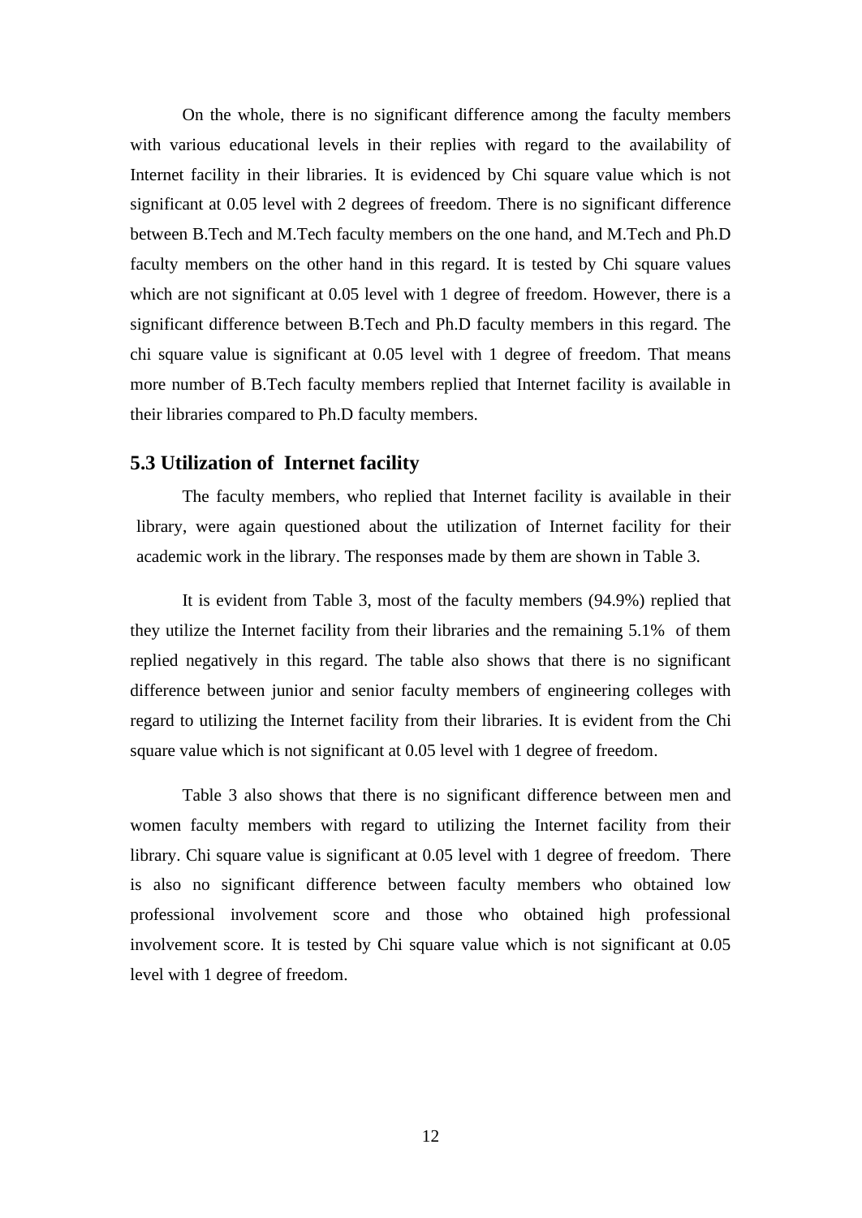On the whole, there is no significant difference among the faculty members with various educational levels in their replies with regard to the availability of Internet facility in their libraries. It is evidenced by Chi square value which is not significant at 0.05 level with 2 degrees of freedom. There is no significant difference between B.Tech and M.Tech faculty members on the one hand, and M.Tech and Ph.D faculty members on the other hand in this regard. It is tested by Chi square values which are not significant at 0.05 level with 1 degree of freedom. However, there is a significant difference between B.Tech and Ph.D faculty members in this regard. The chi square value is significant at 0.05 level with 1 degree of freedom. That means more number of B.Tech faculty members replied that Internet facility is available in their libraries compared to Ph.D faculty members.

### 5.3 Utilization of Internet facility

The faculty members, who replied that Internet facility is available in their library, were again questioned about the utilization of Internet facility for their academic work in the library. The responses made by them are shown in Table 3.

It is evident from Table 3, most of the faculty members (94.9%) replied that they utilize the Internet facility from their libraries and the remaining 5.1% of them replied negatively in this regard. The table also shows that there is no significant difference between junior and senior faculty members of engineering colleges with regard to utilizing the Internet facility from their libraries. It is evident from the Chi square value which is not significant at 0.05 level with 1 degree of freedom.

Table 3 also shows that there is no significant difference between men and women faculty members with regard to utilizing the Internet facility from their library. Chi square value is significant at 0.05 level with 1 degree of freedom. There is also no significant difference between faculty members who obtained low professional involvement score and those who obtained high professional involvement score. It is tested by Chi square value which is not significant at 0.05 level with 1 degree of freedom.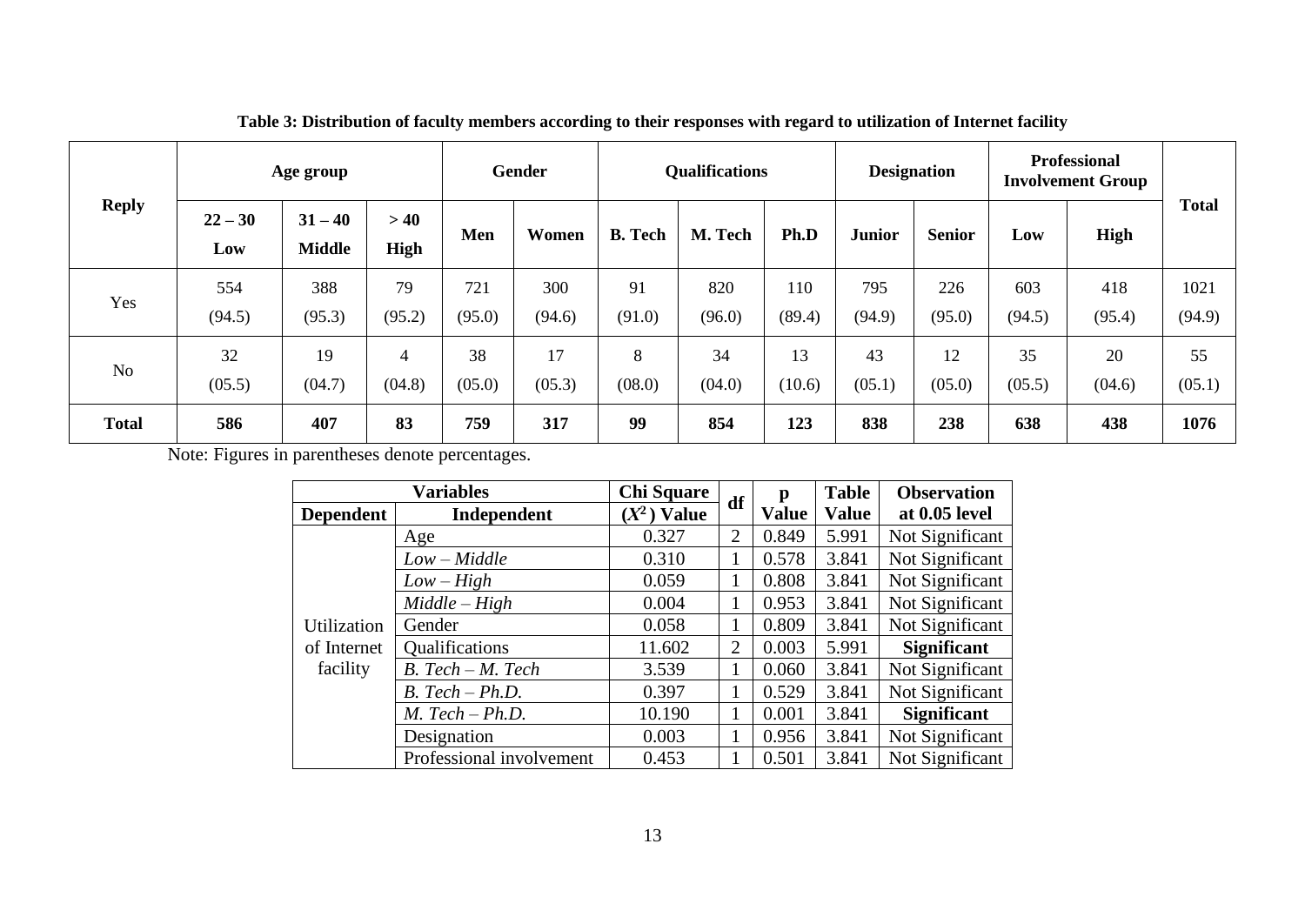**Table 3: Distribution of faculty members according to their responses with regard to utilization of Internet facility**

| Reply | Age group | | | Gender | | Qualifications | | | Designation | | Professional Involvement Group | | Total |
|---|---|---|---|---|---|---|---|---|---|---|---|---|---|
| | 22 – 30 Low | 31 – 40 Middle | > 40 High | Men | Women | B. Tech | M. Tech | Ph.D | Junior | Senior | Low | High | |
| Yes | 554 (94.5) | 388 (95.3) | 79 (95.2) | 721 (95.0) | 300 (94.6) | 91 (91.0) | 820 (96.0) | 110 (89.4) | 795 (94.9) | 226 (95.0) | 603 (94.5) | 418 (95.4) | 1021 (94.9) |
| No | 32 (05.5) | 19 (04.7) | 4 (04.8) | 38 (05.0) | 17 (05.3) | 8 (08.0) | 34 (04.0) | 13 (10.6) | 43 (05.1) | 12 (05.0) | 35 (05.5) | 20 (04.6) | 55 (05.1) |
| **Total** | **586** | **407** | **83** | **759** | **317** | **99** | **854** | **123** | **838** | **238** | **638** | **438** | **1076** |

Note: Figures in parentheses denote percentages.

| Variables | | Chi Square ($X^2$) Value | df | p Value | Table Value | Observation at 0.05 level |
|---|---|---|---|---|---|---|
| Dependent | Independent | | | | | |
| Utilization of Internet facility | Age | 0.327 | 2 | 0.849 | 5.991 | Not Significant |
| | *Low – Middle* | 0.310 | 1 | 0.578 | 3.841 | Not Significant |
| | *Low – High* | 0.059 | 1 | 0.808 | 3.841 | Not Significant |
| | *Middle – High* | 0.004 | 1 | 0.953 | 3.841 | Not Significant |
| | Gender | 0.058 | 1 | 0.809 | 3.841 | Not Significant |
| | Qualifications | 11.602 | 2 | 0.003 | 5.991 | **Significant** |
| | *B. Tech – M. Tech* | 3.539 | 1 | 0.060 | 3.841 | Not Significant |
| | *B. Tech – Ph.D.* | 0.397 | 1 | 0.529 | 3.841 | Not Significant |
| | *M. Tech – Ph.D.* | 10.190 | 1 | 0.001 | 3.841 | **Significant** |
| | Designation | 0.003 | 1 | 0.956 | 3.841 | Not Significant |
| | Professional involvement | 0.453 | 1 | 0.501 | 3.841 | Not Significant |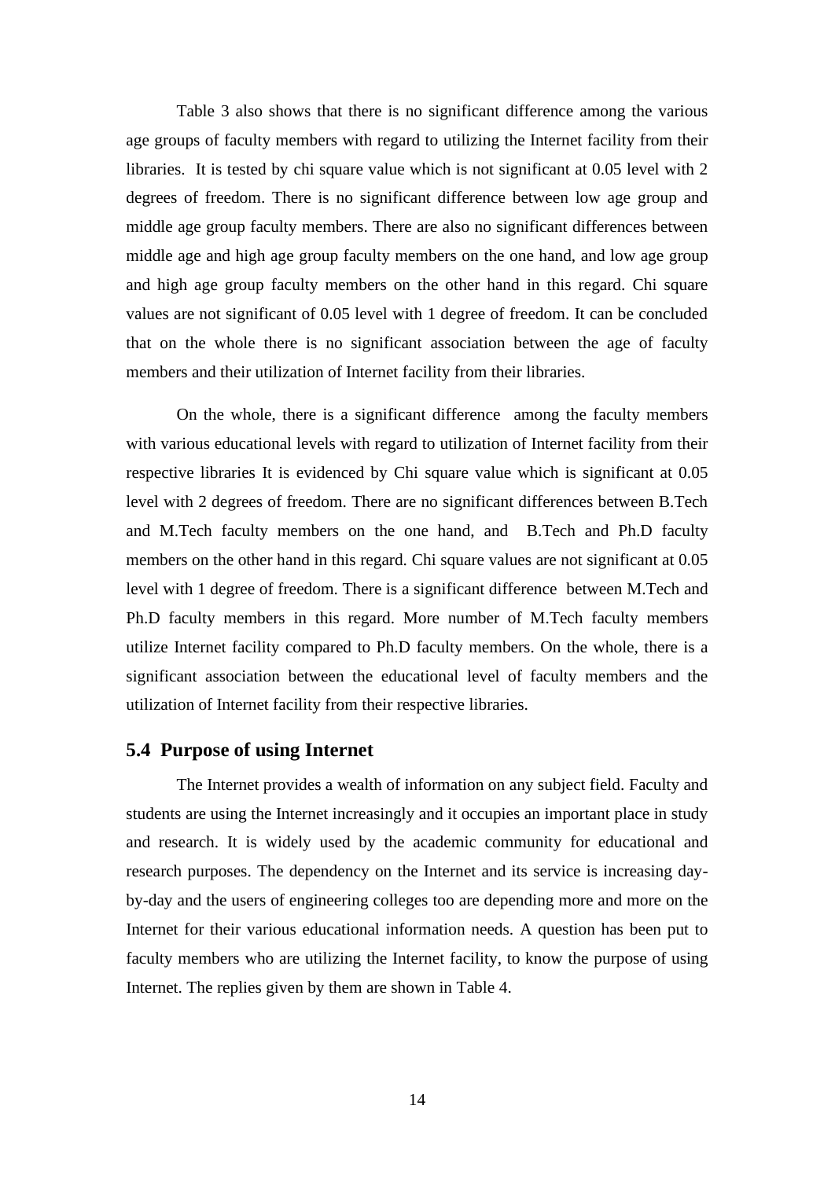Table 3 also shows that there is no significant difference among the various age groups of faculty members with regard to utilizing the Internet facility from their libraries.  It is tested by chi square value which is not significant at 0.05 level with 2 degrees of freedom. There is no significant difference between low age group and middle age group faculty members. There are also no significant differences between middle age and high age group faculty members on the one hand, and low age group and high age group faculty members on the other hand in this regard. Chi square values are not significant of 0.05 level with 1 degree of freedom. It can be concluded that on the whole there is no significant association between the age of faculty members and their utilization of Internet facility from their libraries.

On the whole, there is a significant difference  among the faculty members with various educational levels with regard to utilization of Internet facility from their respective libraries It is evidenced by Chi square value which is significant at 0.05 level with 2 degrees of freedom. There are no significant differences between B.Tech and M.Tech faculty members on the one hand, and  B.Tech and Ph.D faculty members on the other hand in this regard. Chi square values are not significant at 0.05 level with 1 degree of freedom. There is a significant difference  between M.Tech and Ph.D faculty members in this regard. More number of M.Tech faculty members utilize Internet facility compared to Ph.D faculty members. On the whole, there is a significant association between the educational level of faculty members and the utilization of Internet facility from their respective libraries.

## 5.4 Purpose of using Internet

The Internet provides a wealth of information on any subject field. Faculty and students are using the Internet increasingly and it occupies an important place in study and research. It is widely used by the academic community for educational and research purposes. The dependency on the Internet and its service is increasing day-by-day and the users of engineering colleges too are depending more and more on the Internet for their various educational information needs. A question has been put to faculty members who are utilizing the Internet facility, to know the purpose of using Internet. The replies given by them are shown in Table 4.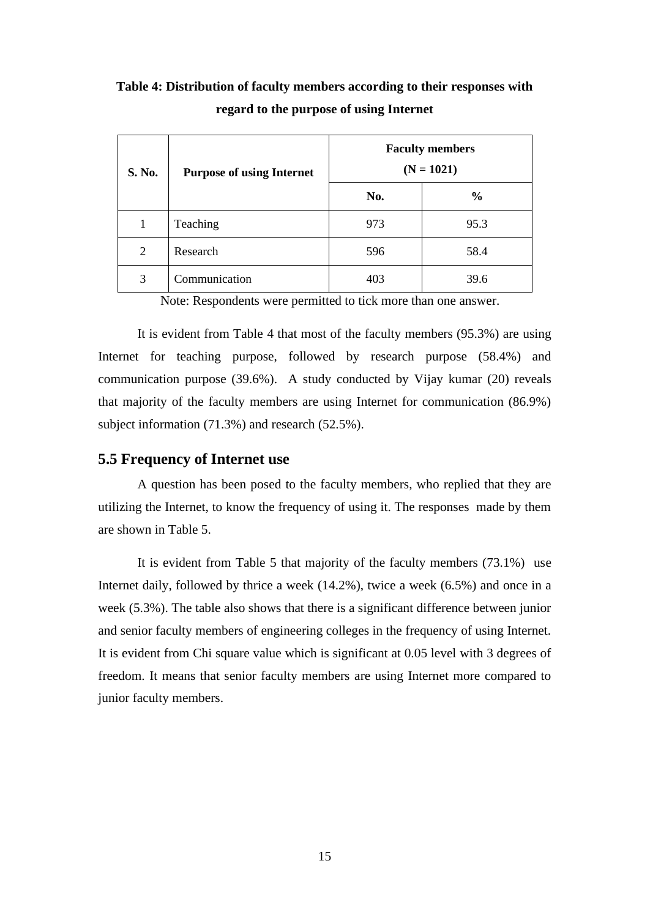**Table 4: Distribution of faculty members according to their responses with regard to the purpose of using Internet**

| S. No. | Purpose of using Internet | Faculty members (N = 1021) | |
|---|---|---|---|
| | | No. | % |
| 1 | Teaching | 973 | 95.3 |
| 2 | Research | 596 | 58.4 |
| 3 | Communication | 403 | 39.6 |

Note: Respondents were permitted to tick more than one answer.

It is evident from Table 4 that most of the faculty members (95.3%) are using Internet for teaching purpose, followed by research purpose (58.4%) and communication purpose (39.6%). A study conducted by Vijay kumar (20) reveals that majority of the faculty members are using Internet for communication (86.9%) subject information (71.3%) and research (52.5%).

## 5.5 Frequency of Internet use

A question has been posed to the faculty members, who replied that they are utilizing the Internet, to know the frequency of using it. The responses made by them are shown in Table 5.

It is evident from Table 5 that majority of the faculty members (73.1%) use Internet daily, followed by thrice a week (14.2%), twice a week (6.5%) and once in a week (5.3%). The table also shows that there is a significant difference between junior and senior faculty members of engineering colleges in the frequency of using Internet. It is evident from Chi square value which is significant at 0.05 level with 3 degrees of freedom. It means that senior faculty members are using Internet more compared to junior faculty members.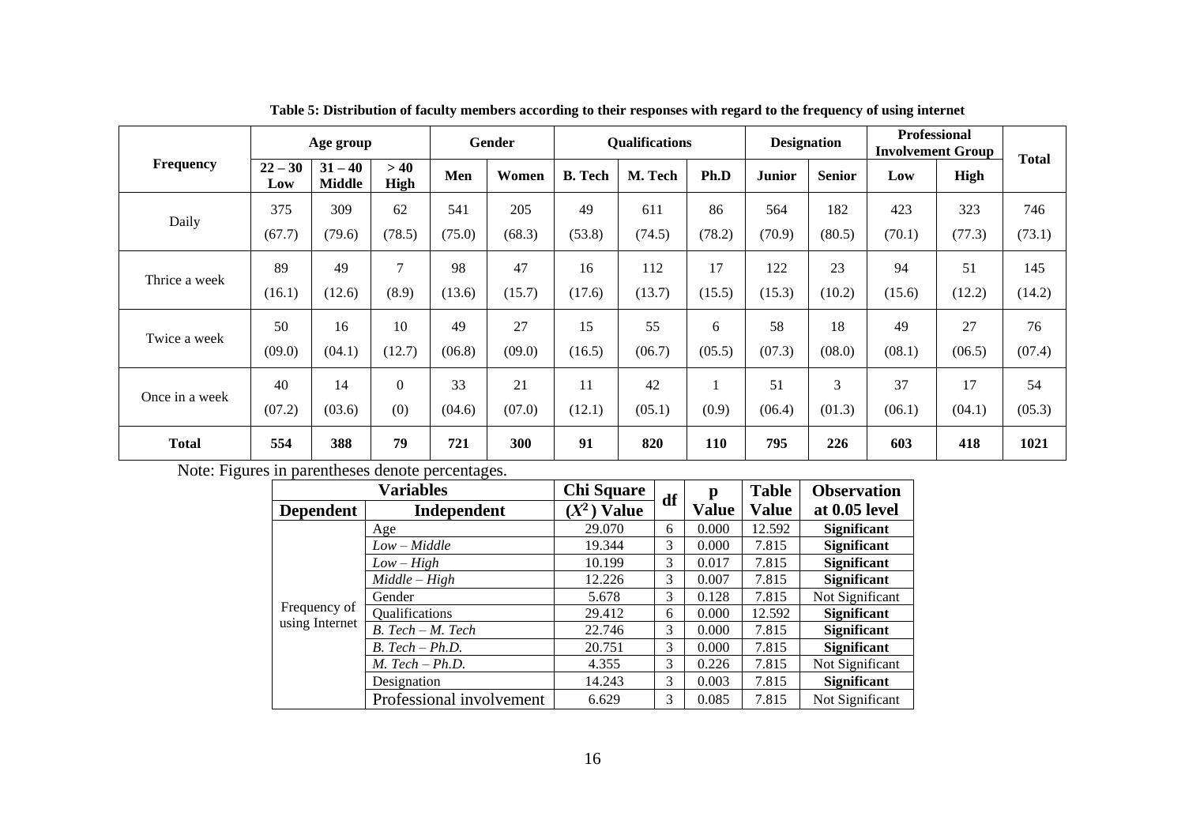**Table 5: Distribution of faculty members according to their responses with regard to the frequency of using internet**

| Frequency | Age group | | | Gender | | Qualifications | | | Designation | | Professional Involvement Group | | Total |
|---|---|---|---|---|---|---|---|---|---|---|---|---|---|
| | 22 – 30 Low | 31 – 40 Middle | > 40 High | Men | Women | B. Tech | M. Tech | Ph.D | Junior | Senior | Low | High | |
| Daily | 375 (67.7) | 309 (79.6) | 62 (78.5) | 541 (75.0) | 205 (68.3) | 49 (53.8) | 611 (74.5) | 86 (78.2) | 564 (70.9) | 182 (80.5) | 423 (70.1) | 323 (77.3) | 746 (73.1) |
| Thrice a week | 89 (16.1) | 49 (12.6) | 7 (8.9) | 98 (13.6) | 47 (15.7) | 16 (17.6) | 112 (13.7) | 17 (15.5) | 122 (15.3) | 23 (10.2) | 94 (15.6) | 51 (12.2) | 145 (14.2) |
| Twice a week | 50 (09.0) | 16 (04.1) | 10 (12.7) | 49 (06.8) | 27 (09.0) | 15 (16.5) | 55 (06.7) | 6 (05.5) | 58 (07.3) | 18 (08.0) | 49 (08.1) | 27 (06.5) | 76 (07.4) |
| Once in a week | 40 (07.2) | 14 (03.6) | 0 (0) | 33 (04.6) | 21 (07.0) | 11 (12.1) | 42 (05.1) | 1 (0.9) | 51 (06.4) | 3 (01.3) | 37 (06.1) | 17 (04.1) | 54 (05.3) |
| **Total** | **554** | **388** | **79** | **721** | **300** | **91** | **820** | **110** | **795** | **226** | **603** | **418** | **1021** |

Note: Figures in parentheses denote percentages.

| Variables | | Chi Square ($X^2$) Value | df | p Value | Table Value | Observation at 0.05 level |
|---|---|---|---|---|---|---|
| Dependent | Independent | | | | | |
| Frequency of using Internet | Age | 29.070 | 6 | 0.000 | 12.592 | **Significant** |
| | *Low – Middle* | 19.344 | 3 | 0.000 | 7.815 | **Significant** |
| | *Low – High* | 10.199 | 3 | 0.017 | 7.815 | **Significant** |
| | *Middle – High* | 12.226 | 3 | 0.007 | 7.815 | **Significant** |
| | Gender | 5.678 | 3 | 0.128 | 7.815 | Not Significant |
| | Qualifications | 29.412 | 6 | 0.000 | 12.592 | **Significant** |
| | *B. Tech – M. Tech* | 22.746 | 3 | 0.000 | 7.815 | **Significant** |
| | *B. Tech – Ph.D.* | 20.751 | 3 | 0.000 | 7.815 | **Significant** |
| | *M. Tech – Ph.D.* | 4.355 | 3 | 0.226 | 7.815 | Not Significant |
| | Designation | 14.243 | 3 | 0.003 | 7.815 | **Significant** |
| | Professional involvement | 6.629 | 3 | 0.085 | 7.815 | Not Significant |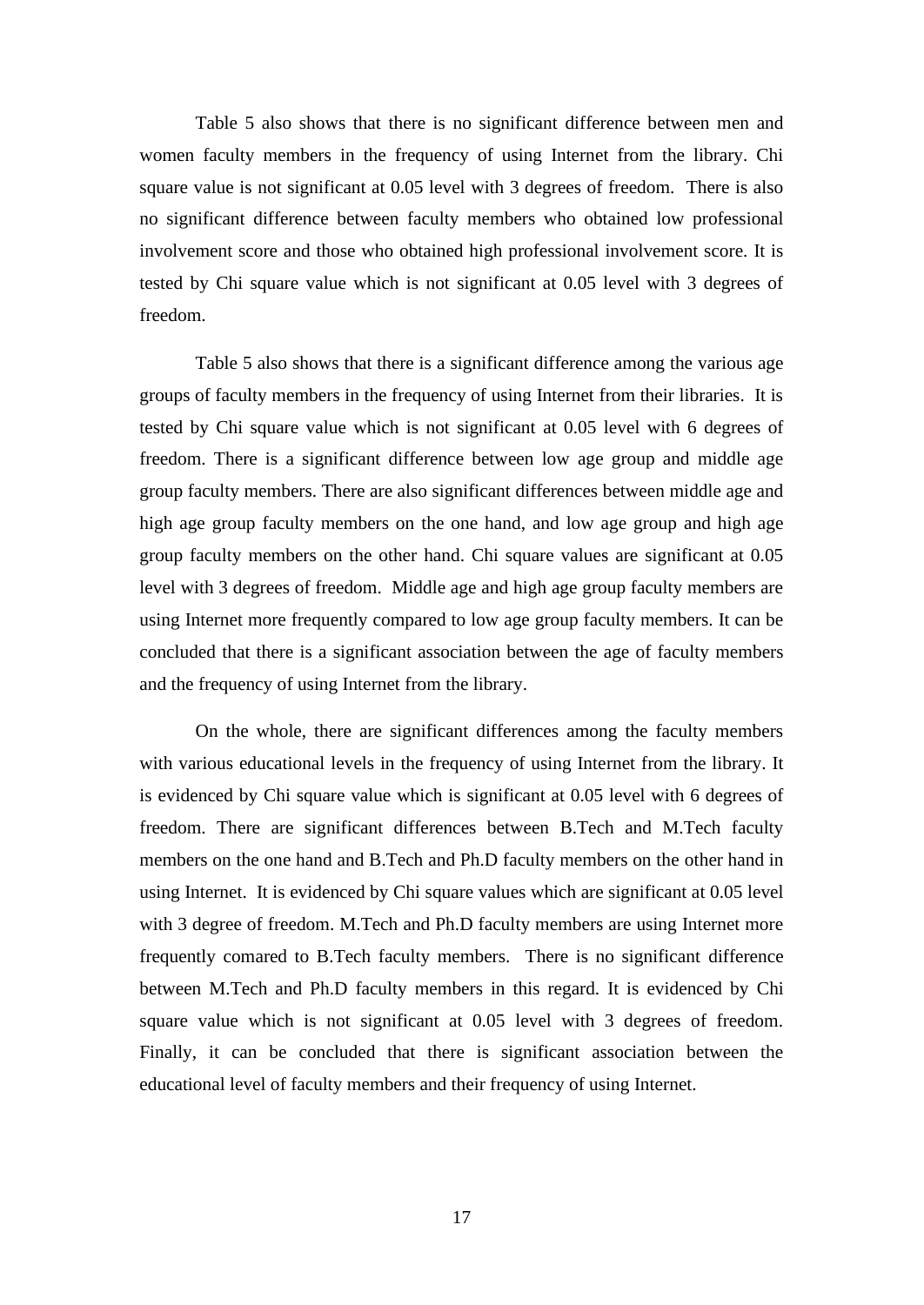Table 5 also shows that there is no significant difference between men and women faculty members in the frequency of using Internet from the library. Chi square value is not significant at 0.05 level with 3 degrees of freedom. There is also no significant difference between faculty members who obtained low professional involvement score and those who obtained high professional involvement score. It is tested by Chi square value which is not significant at 0.05 level with 3 degrees of freedom.

Table 5 also shows that there is a significant difference among the various age groups of faculty members in the frequency of using Internet from their libraries. It is tested by Chi square value which is not significant at 0.05 level with 6 degrees of freedom. There is a significant difference between low age group and middle age group faculty members. There are also significant differences between middle age and high age group faculty members on the one hand, and low age group and high age group faculty members on the other hand. Chi square values are significant at 0.05 level with 3 degrees of freedom. Middle age and high age group faculty members are using Internet more frequently compared to low age group faculty members. It can be concluded that there is a significant association between the age of faculty members and the frequency of using Internet from the library.

On the whole, there are significant differences among the faculty members with various educational levels in the frequency of using Internet from the library. It is evidenced by Chi square value which is significant at 0.05 level with 6 degrees of freedom. There are significant differences between B.Tech and M.Tech faculty members on the one hand and B.Tech and Ph.D faculty members on the other hand in using Internet. It is evidenced by Chi square values which are significant at 0.05 level with 3 degree of freedom. M.Tech and Ph.D faculty members are using Internet more frequently comared to B.Tech faculty members. There is no significant difference between M.Tech and Ph.D faculty members in this regard. It is evidenced by Chi square value which is not significant at 0.05 level with 3 degrees of freedom. Finally, it can be concluded that there is significant association between the educational level of faculty members and their frequency of using Internet.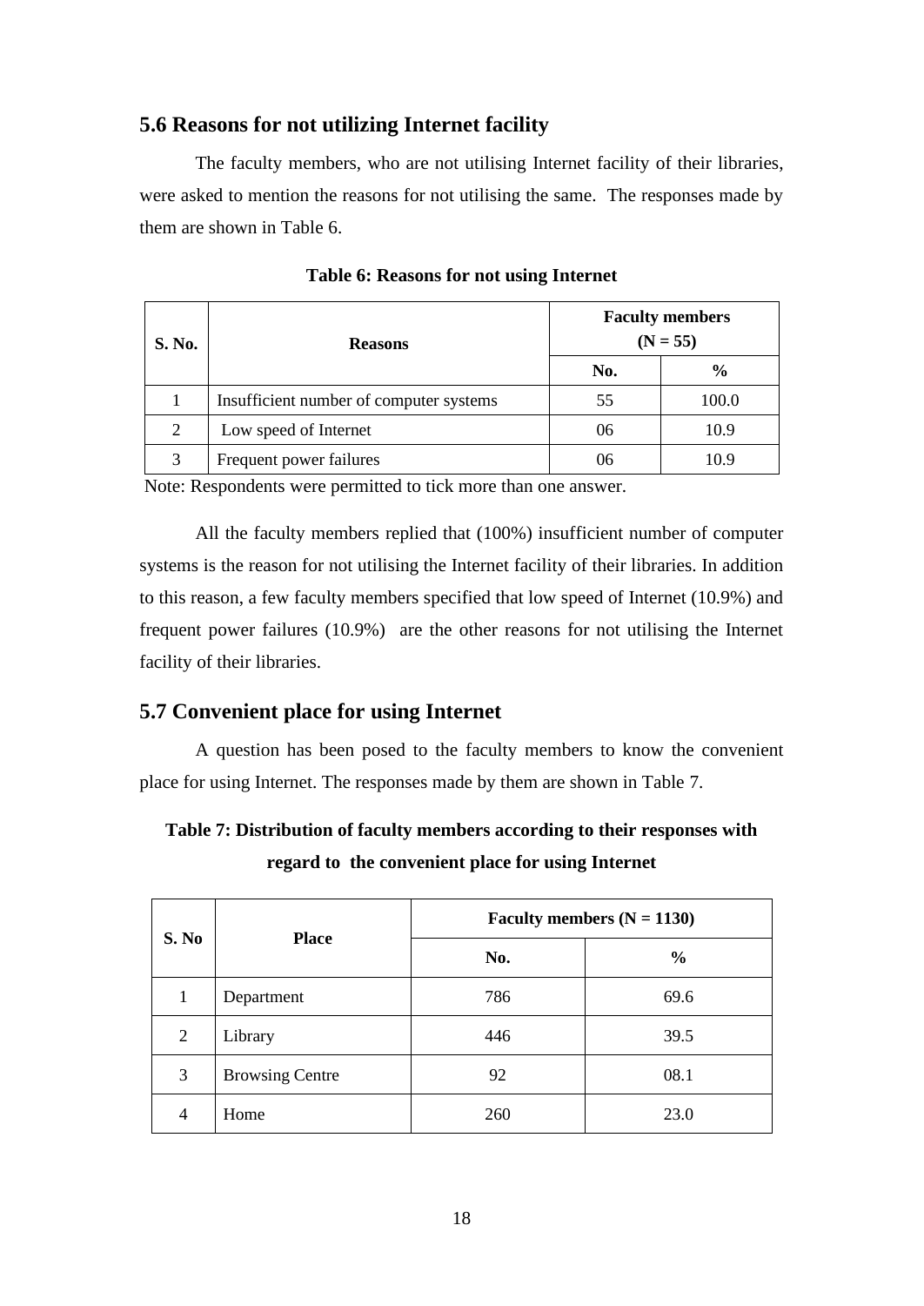## 5.6 Reasons for not utilizing Internet facility

The faculty members, who are not utilising Internet facility of their libraries, were asked to mention the reasons for not utilising the same. The responses made by them are shown in Table 6.

**Table 6: Reasons for not using Internet**

| S. No. | Reasons | Faculty members (N = 55) | |
|---|---|---|---|
| | | No. | % |
| 1 | Insufficient number of computer systems | 55 | 100.0 |
| 2 | Low speed of Internet | 06 | 10.9 |
| 3 | Frequent power failures | 06 | 10.9 |

Note: Respondents were permitted to tick more than one answer.

All the faculty members replied that (100%) insufficient number of computer systems is the reason for not utilising the Internet facility of their libraries. In addition to this reason, a few faculty members specified that low speed of Internet (10.9%) and frequent power failures (10.9%) are the other reasons for not utilising the Internet facility of their libraries.

## 5.7 Convenient place for using Internet

A question has been posed to the faculty members to know the convenient place for using Internet. The responses made by them are shown in Table 7.

**Table 7: Distribution of faculty members according to their responses with regard to the convenient place for using Internet**

| S. No | Place | Faculty members (N = 1130) | |
|---|---|---|---|
| | | No. | % |
| 1 | Department | 786 | 69.6 |
| 2 | Library | 446 | 39.5 |
| 3 | Browsing Centre | 92 | 08.1 |
| 4 | Home | 260 | 23.0 |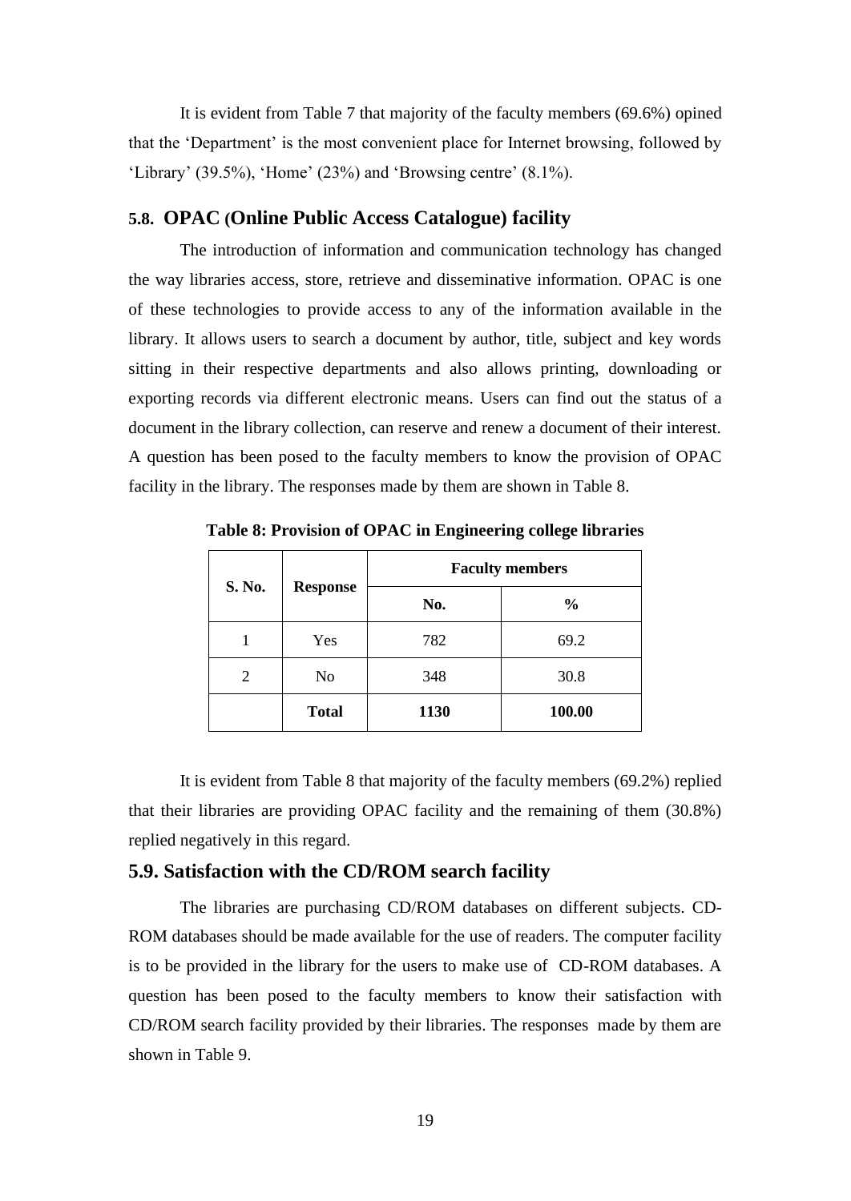It is evident from Table 7 that majority of the faculty members (69.6%) opined that the 'Department' is the most convenient place for Internet browsing, followed by 'Library' (39.5%), 'Home' (23%) and 'Browsing centre' (8.1%).

### 5.8. OPAC (Online Public Access Catalogue) facility

The introduction of information and communication technology has changed the way libraries access, store, retrieve and disseminative information. OPAC is one of these technologies to provide access to any of the information available in the library. It allows users to search a document by author, title, subject and key words sitting in their respective departments and also allows printing, downloading or exporting records via different electronic means. Users can find out the status of a document in the library collection, can reserve and renew a document of their interest. A question has been posed to the faculty members to know the provision of OPAC facility in the library. The responses made by them are shown in Table 8.

**Table 8: Provision of OPAC in Engineering college libraries**

| S. No. | Response | Faculty members | |
|---|---|---|---|
| | | No. | % |
| 1 | Yes | 782 | 69.2 |
| 2 | No | 348 | 30.8 |
| | **Total** | **1130** | **100.00** |

It is evident from Table 8 that majority of the faculty members (69.2%) replied that their libraries are providing OPAC facility and the remaining of them (30.8%) replied negatively in this regard.

### 5.9. Satisfaction with the CD/ROM search facility

The libraries are purchasing CD/ROM databases on different subjects. CD-ROM databases should be made available for the use of readers. The computer facility is to be provided in the library for the users to make use of CD-ROM databases. A question has been posed to the faculty members to know their satisfaction with CD/ROM search facility provided by their libraries. The responses made by them are shown in Table 9.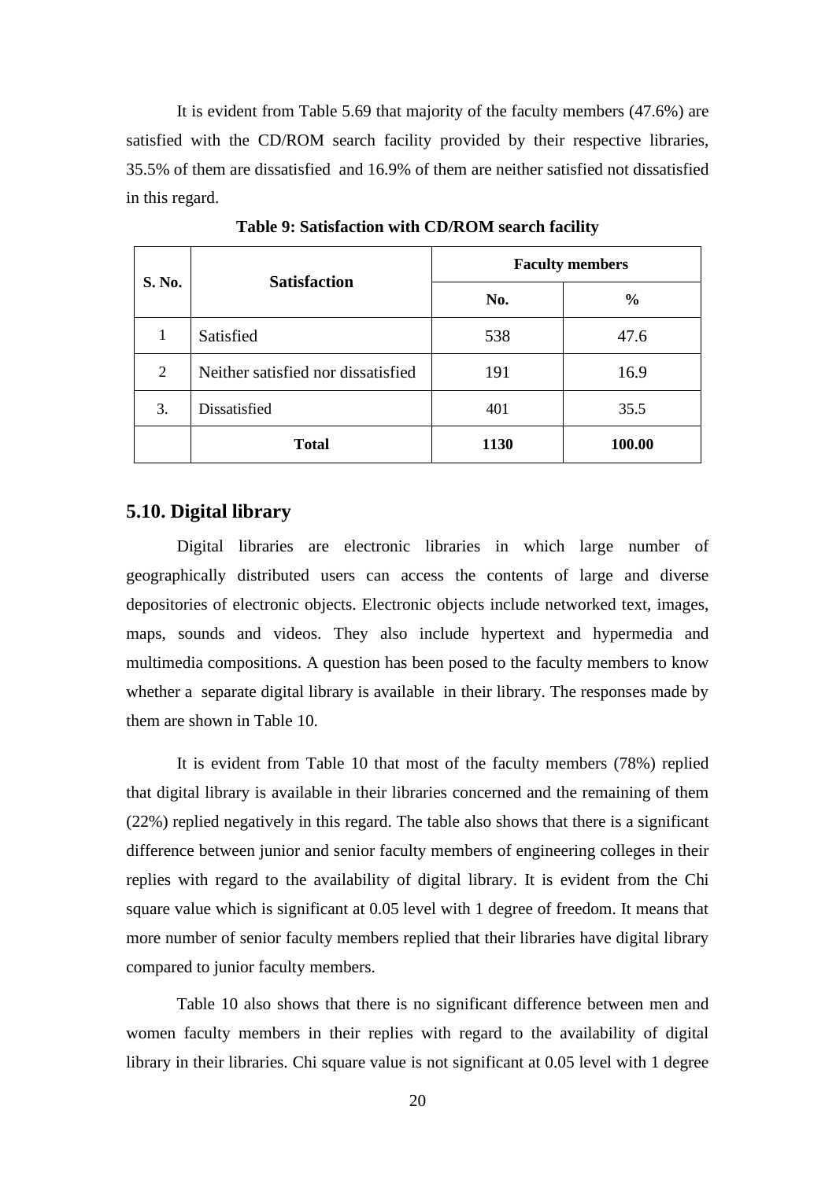It is evident from Table 5.69 that majority of the faculty members (47.6%) are satisfied with the CD/ROM search facility provided by their respective libraries, 35.5% of them are dissatisfied and 16.9% of them are neither satisfied not dissatisfied in this regard.

**Table 9: Satisfaction with CD/ROM search facility**

| S. No. | Satisfaction | Faculty members | |
|---|---|---|---|
| | | No. | % |
| 1 | Satisfied | 538 | 47.6 |
| 2 | Neither satisfied nor dissatisfied | 191 | 16.9 |
| 3. | Dissatisfied | 401 | 35.5 |
| | **Total** | **1130** | **100.00** |

## 5.10. Digital library

Digital libraries are electronic libraries in which large number of geographically distributed users can access the contents of large and diverse depositories of electronic objects. Electronic objects include networked text, images, maps, sounds and videos. They also include hypertext and hypermedia and multimedia compositions. A question has been posed to the faculty members to know whether a separate digital library is available in their library. The responses made by them are shown in Table 10.

It is evident from Table 10 that most of the faculty members (78%) replied that digital library is available in their libraries concerned and the remaining of them (22%) replied negatively in this regard. The table also shows that there is a significant difference between junior and senior faculty members of engineering colleges in their replies with regard to the availability of digital library. It is evident from the Chi square value which is significant at 0.05 level with 1 degree of freedom. It means that more number of senior faculty members replied that their libraries have digital library compared to junior faculty members.

Table 10 also shows that there is no significant difference between men and women faculty members in their replies with regard to the availability of digital library in their libraries. Chi square value is not significant at 0.05 level with 1 degree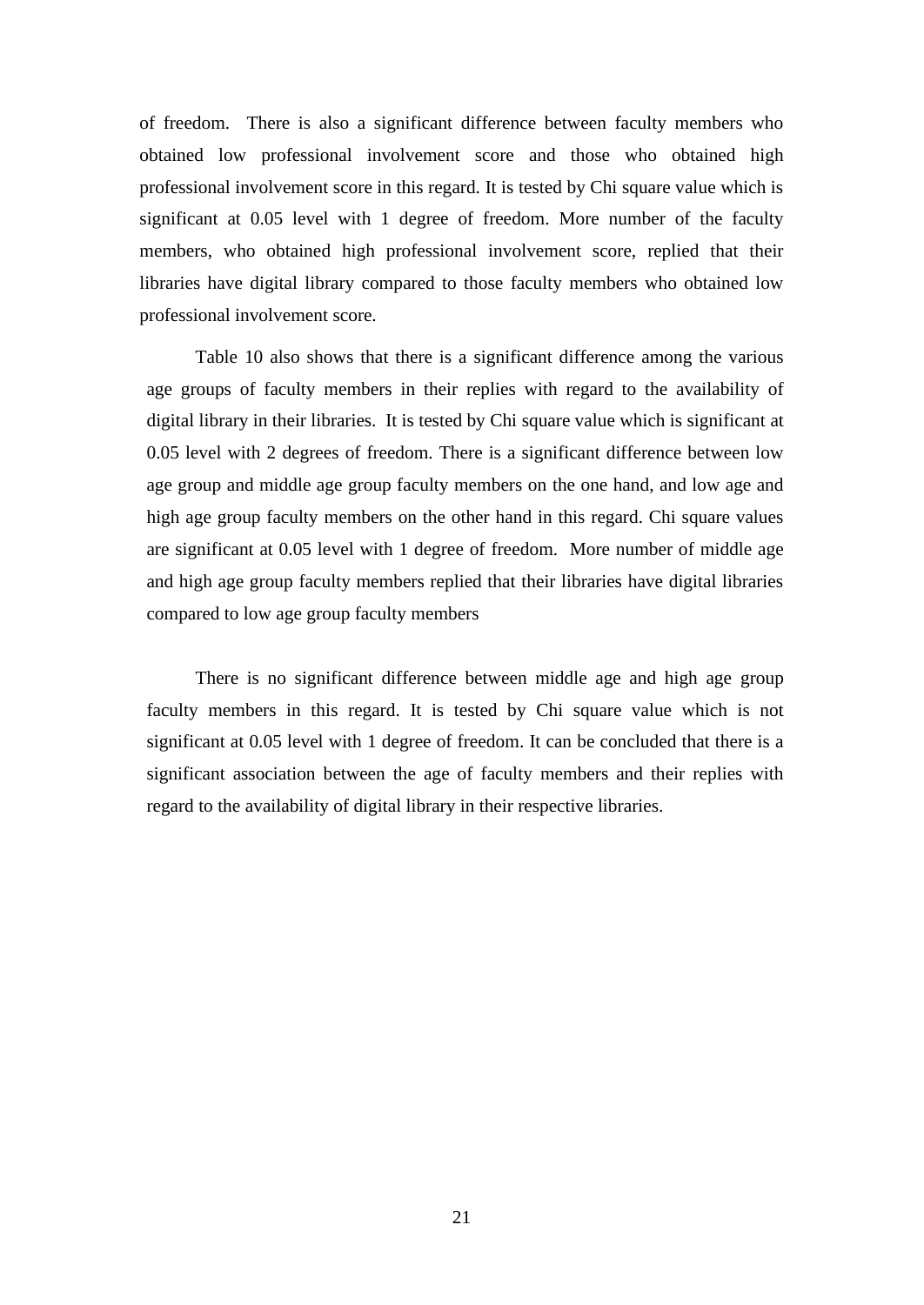of freedom. There is also a significant difference between faculty members who obtained low professional involvement score and those who obtained high professional involvement score in this regard. It is tested by Chi square value which is significant at 0.05 level with 1 degree of freedom. More number of the faculty members, who obtained high professional involvement score, replied that their libraries have digital library compared to those faculty members who obtained low professional involvement score.

Table 10 also shows that there is a significant difference among the various age groups of faculty members in their replies with regard to the availability of digital library in their libraries. It is tested by Chi square value which is significant at 0.05 level with 2 degrees of freedom. There is a significant difference between low age group and middle age group faculty members on the one hand, and low age and high age group faculty members on the other hand in this regard. Chi square values are significant at 0.05 level with 1 degree of freedom. More number of middle age and high age group faculty members replied that their libraries have digital libraries compared to low age group faculty members

There is no significant difference between middle age and high age group faculty members in this regard. It is tested by Chi square value which is not significant at 0.05 level with 1 degree of freedom. It can be concluded that there is a significant association between the age of faculty members and their replies with regard to the availability of digital library in their respective libraries.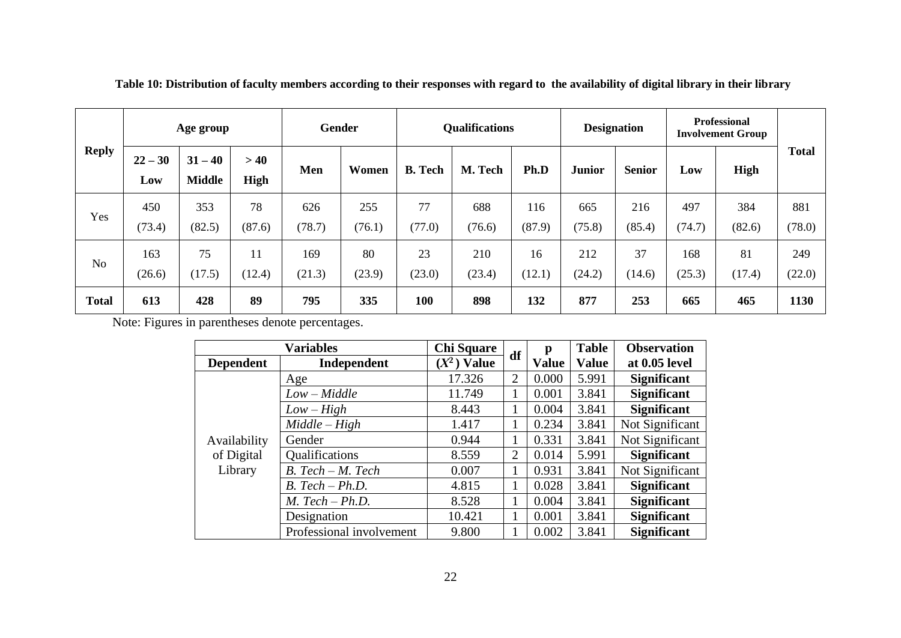**Table 10: Distribution of faculty members according to their responses with regard to the availability of digital library in their library**

| Reply | Age group | | | Gender | | Qualifications | | | Designation | | Professional Involvement Group | | Total |
|---|---|---|---|---|---|---|---|---|---|---|---|---|---|
| | 22 – 30 Low | 31 – 40 Middle | > 40 High | Men | Women | B. Tech | M. Tech | Ph.D | Junior | Senior | Low | High | |
| Yes | 450 (73.4) | 353 (82.5) | 78 (87.6) | 626 (78.7) | 255 (76.1) | 77 (77.0) | 688 (76.6) | 116 (87.9) | 665 (75.8) | 216 (85.4) | 497 (74.7) | 384 (82.6) | 881 (78.0) |
| No | 163 (26.6) | 75 (17.5) | 11 (12.4) | 169 (21.3) | 80 (23.9) | 23 (23.0) | 210 (23.4) | 16 (12.1) | 212 (24.2) | 37 (14.6) | 168 (25.3) | 81 (17.4) | 249 (22.0) |
| **Total** | **613** | **428** | **89** | **795** | **335** | **100** | **898** | **132** | **877** | **253** | **665** | **465** | **1130** |

Note: Figures in parentheses denote percentages.

| Variables | | Chi Square | df | p | Table | Observation |
|---|---|---|---|---|---|---|
| **Dependent** | **Independent** | **($X^2$) Value** | | **Value** | **Value** | **at 0.05 level** |
| Availability of Digital Library | Age | 17.326 | 2 | 0.000 | 5.991 | **Significant** |
| | *Low – Middle* | 11.749 | 1 | 0.001 | 3.841 | **Significant** |
| | *Low – High* | 8.443 | 1 | 0.004 | 3.841 | **Significant** |
| | *Middle – High* | 1.417 | 1 | 0.234 | 3.841 | Not Significant |
| | Gender | 0.944 | 1 | 0.331 | 3.841 | Not Significant |
| | Qualifications | 8.559 | 2 | 0.014 | 5.991 | **Significant** |
| | *B. Tech – M. Tech* | 0.007 | 1 | 0.931 | 3.841 | Not Significant |
| | *B. Tech – Ph.D.* | 4.815 | 1 | 0.028 | 3.841 | **Significant** |
| | *M. Tech – Ph.D.* | 8.528 | 1 | 0.004 | 3.841 | **Significant** |
| | Designation | 10.421 | 1 | 0.001 | 3.841 | **Significant** |
| | Professional involvement | 9.800 | 1 | 0.002 | 3.841 | **Significant** |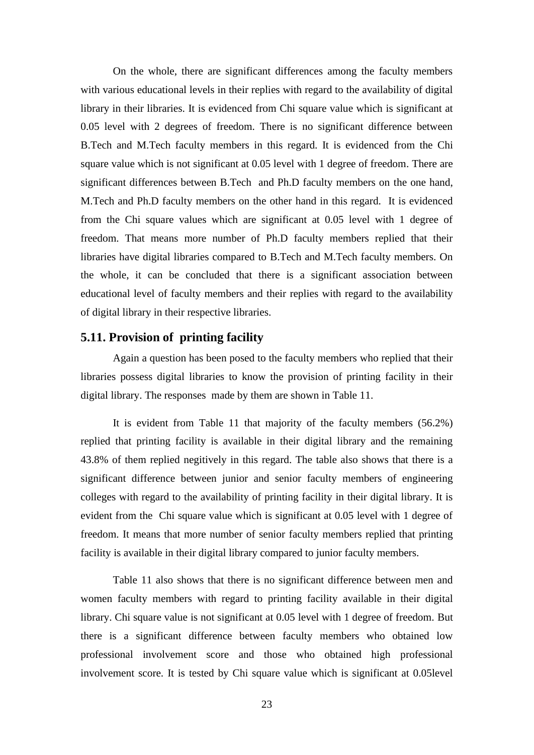On the whole, there are significant differences among the faculty members with various educational levels in their replies with regard to the availability of digital library in their libraries. It is evidenced from Chi square value which is significant at 0.05 level with 2 degrees of freedom. There is no significant difference between B.Tech and M.Tech faculty members in this regard. It is evidenced from the Chi square value which is not significant at 0.05 level with 1 degree of freedom. There are significant differences between B.Tech and Ph.D faculty members on the one hand, M.Tech and Ph.D faculty members on the other hand in this regard. It is evidenced from the Chi square values which are significant at 0.05 level with 1 degree of freedom. That means more number of Ph.D faculty members replied that their libraries have digital libraries compared to B.Tech and M.Tech faculty members. On the whole, it can be concluded that there is a significant association between educational level of faculty members and their replies with regard to the availability of digital library in their respective libraries.

## 5.11. Provision of printing facility

Again a question has been posed to the faculty members who replied that their libraries possess digital libraries to know the provision of printing facility in their digital library. The responses made by them are shown in Table 11.

It is evident from Table 11 that majority of the faculty members (56.2%) replied that printing facility is available in their digital library and the remaining 43.8% of them replied negitively in this regard. The table also shows that there is a significant difference between junior and senior faculty members of engineering colleges with regard to the availability of printing facility in their digital library. It is evident from the Chi square value which is significant at 0.05 level with 1 degree of freedom. It means that more number of senior faculty members replied that printing facility is available in their digital library compared to junior faculty members.

Table 11 also shows that there is no significant difference between men and women faculty members with regard to printing facility available in their digital library. Chi square value is not significant at 0.05 level with 1 degree of freedom. But there is a significant difference between faculty members who obtained low professional involvement score and those who obtained high professional involvement score. It is tested by Chi square value which is significant at 0.05level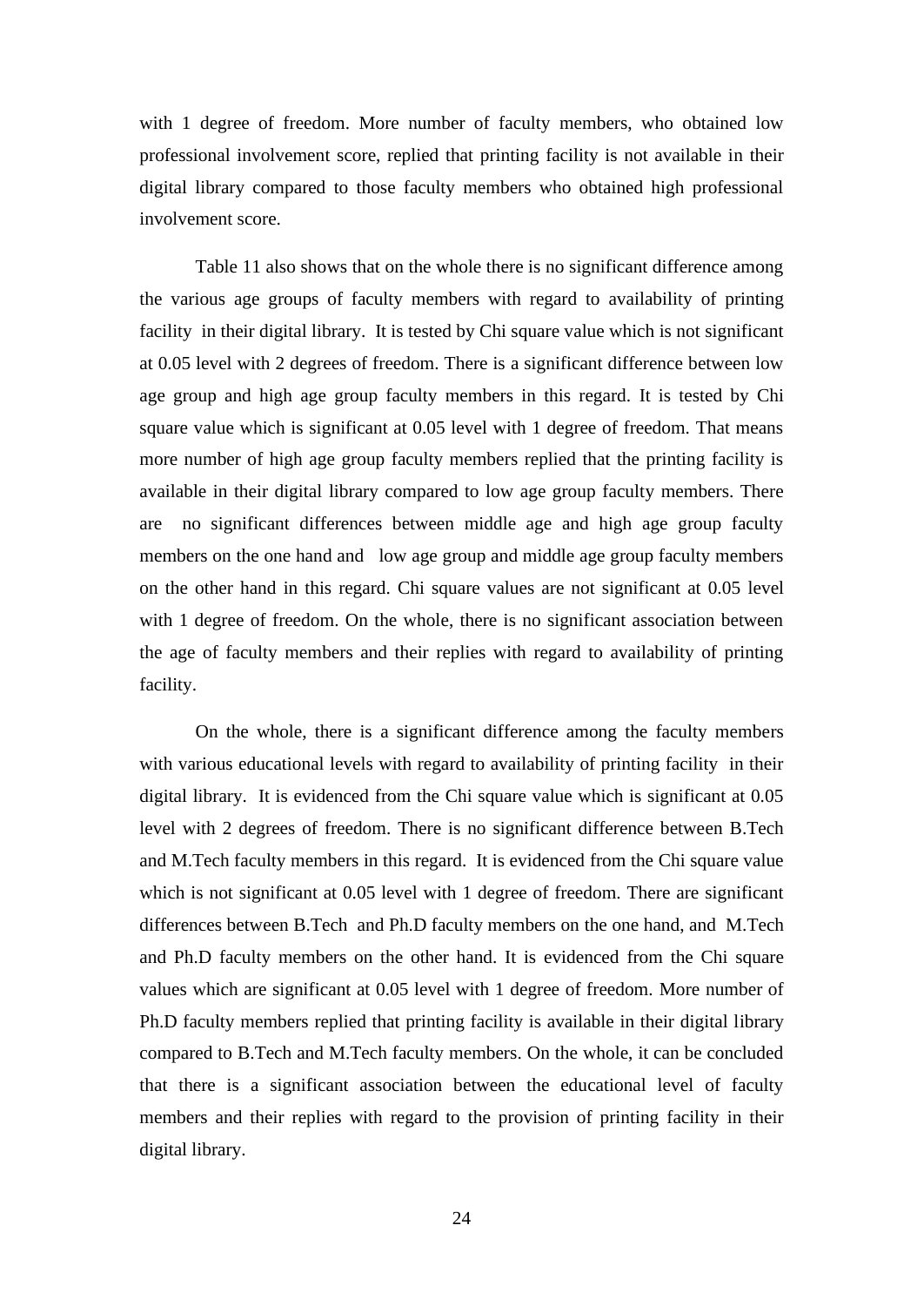with 1 degree of freedom. More number of faculty members, who obtained low professional involvement score, replied that printing facility is not available in their digital library compared to those faculty members who obtained high professional involvement score.

Table 11 also shows that on the whole there is no significant difference among the various age groups of faculty members with regard to availability of printing facility in their digital library. It is tested by Chi square value which is not significant at 0.05 level with 2 degrees of freedom. There is a significant difference between low age group and high age group faculty members in this regard. It is tested by Chi square value which is significant at 0.05 level with 1 degree of freedom. That means more number of high age group faculty members replied that the printing facility is available in their digital library compared to low age group faculty members. There are no significant differences between middle age and high age group faculty members on the one hand and low age group and middle age group faculty members on the other hand in this regard. Chi square values are not significant at 0.05 level with 1 degree of freedom. On the whole, there is no significant association between the age of faculty members and their replies with regard to availability of printing facility.

On the whole, there is a significant difference among the faculty members with various educational levels with regard to availability of printing facility in their digital library. It is evidenced from the Chi square value which is significant at 0.05 level with 2 degrees of freedom. There is no significant difference between B.Tech and M.Tech faculty members in this regard. It is evidenced from the Chi square value which is not significant at 0.05 level with 1 degree of freedom. There are significant differences between B.Tech and Ph.D faculty members on the one hand, and M.Tech and Ph.D faculty members on the other hand. It is evidenced from the Chi square values which are significant at 0.05 level with 1 degree of freedom. More number of Ph.D faculty members replied that printing facility is available in their digital library compared to B.Tech and M.Tech faculty members. On the whole, it can be concluded that there is a significant association between the educational level of faculty members and their replies with regard to the provision of printing facility in their digital library.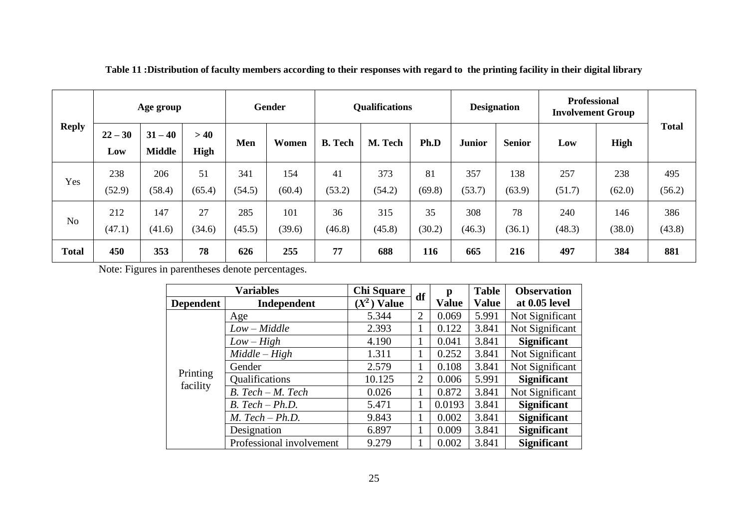**Table 11 :Distribution of faculty members according to their responses with regard to the printing facility in their digital library**

| Reply | Age group | | | Gender | | Qualifications | | | Designation | | Professional Involvement Group | | Total |
|---|---|---|---|---|---|---|---|---|---|---|---|---|---|
| | 22 – 30 Low | 31 – 40 Middle | > 40 High | Men | Women | B. Tech | M. Tech | Ph.D | Junior | Senior | Low | High | |
| Yes | 238 (52.9) | 206 (58.4) | 51 (65.4) | 341 (54.5) | 154 (60.4) | 41 (53.2) | 373 (54.2) | 81 (69.8) | 357 (53.7) | 138 (63.9) | 257 (51.7) | 238 (62.0) | 495 (56.2) |
| No | 212 (47.1) | 147 (41.6) | 27 (34.6) | 285 (45.5) | 101 (39.6) | 36 (46.8) | 315 (45.8) | 35 (30.2) | 308 (46.3) | 78 (36.1) | 240 (48.3) | 146 (38.0) | 386 (43.8) |
| **Total** | **450** | **353** | **78** | **626** | **255** | **77** | **688** | **116** | **665** | **216** | **497** | **384** | **881** |

Note: Figures in parentheses denote percentages.

| Variables | | Chi Square | df | p | Table | Observation |
|---|---|---|---|---|---|---|
| Dependent | Independent | ($X^2$) Value | | Value | Value | at 0.05 level |
| Printing facility | Age | 5.344 | 2 | 0.069 | 5.991 | Not Significant |
| | *Low – Middle* | 2.393 | 1 | 0.122 | 3.841 | Not Significant |
| | *Low – High* | 4.190 | 1 | 0.041 | 3.841 | **Significant** |
| | *Middle – High* | 1.311 | 1 | 0.252 | 3.841 | Not Significant |
| | Gender | 2.579 | 1 | 0.108 | 3.841 | Not Significant |
| | Qualifications | 10.125 | 2 | 0.006 | 5.991 | **Significant** |
| | *B. Tech – M. Tech* | 0.026 | 1 | 0.872 | 3.841 | Not Significant |
| | *B. Tech – Ph.D.* | 5.471 | 1 | 0.0193 | 3.841 | **Significant** |
| | *M. Tech – Ph.D.* | 9.843 | 1 | 0.002 | 3.841 | **Significant** |
| | Designation | 6.897 | 1 | 0.009 | 3.841 | **Significant** |
| | Professional involvement | 9.279 | 1 | 0.002 | 3.841 | **Significant** |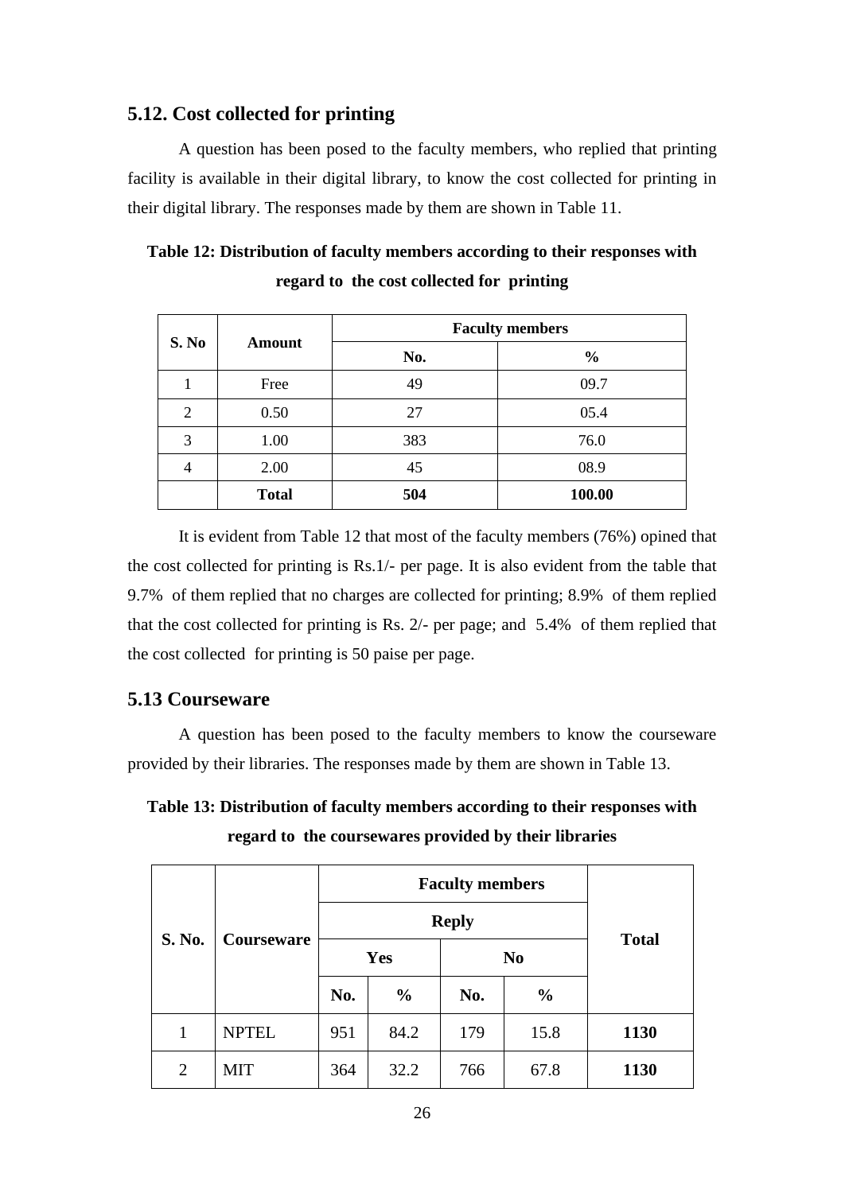## 5.12. Cost collected for printing

A question has been posed to the faculty members, who replied that printing facility is available in their digital library, to know the cost collected for printing in their digital library. The responses made by them are shown in Table 11.

**Table 12: Distribution of faculty members according to their responses with regard to the cost collected for printing**

| S. No | Amount | Faculty members | |
|---|---|---|---|
| | | No. | % |
| 1 | Free | 49 | 09.7 |
| 2 | 0.50 | 27 | 05.4 |
| 3 | 1.00 | 383 | 76.0 |
| 4 | 2.00 | 45 | 08.9 |
| | **Total** | **504** | **100.00** |

It is evident from Table 12 that most of the faculty members (76%) opined that the cost collected for printing is Rs.1/- per page. It is also evident from the table that 9.7% of them replied that no charges are collected for printing; 8.9% of them replied that the cost collected for printing is Rs. 2/- per page; and 5.4% of them replied that the cost collected for printing is 50 paise per page.

## 5.13 Courseware

A question has been posed to the faculty members to know the courseware provided by their libraries. The responses made by them are shown in Table 13.

**Table 13: Distribution of faculty members according to their responses with regard to the coursewares provided by their libraries**

| S. No. | Courseware | Faculty members | | | | Total |
|---|---|---|---|---|---|---|
| | | Reply | | | | |
| | | Yes | | No | | |
| | | No. | % | No. | % | |
| 1 | NPTEL | 951 | 84.2 | 179 | 15.8 | **1130** |
| 2 | MIT | 364 | 32.2 | 766 | 67.8 | **1130** |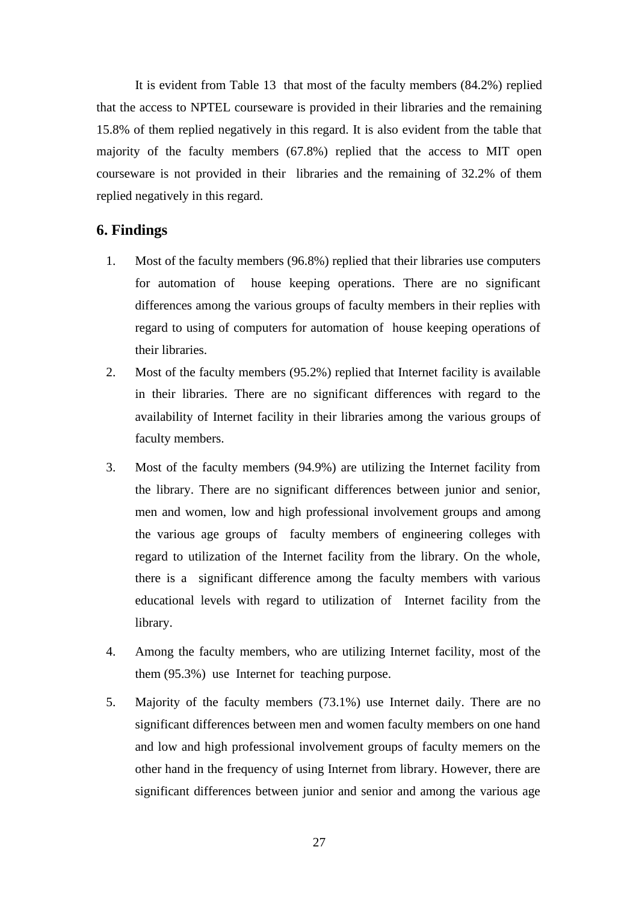It is evident from Table 13 that most of the faculty members (84.2%) replied that the access to NPTEL courseware is provided in their libraries and the remaining 15.8% of them replied negatively in this regard. It is also evident from the table that majority of the faculty members (67.8%) replied that the access to MIT open courseware is not provided in their libraries and the remaining of 32.2% of them replied negatively in this regard.

## 6. Findings

1. Most of the faculty members (96.8%) replied that their libraries use computers for automation of house keeping operations. There are no significant differences among the various groups of faculty members in their replies with regard to using of computers for automation of house keeping operations of their libraries.
2. Most of the faculty members (95.2%) replied that Internet facility is available in their libraries. There are no significant differences with regard to the availability of Internet facility in their libraries among the various groups of faculty members.
3. Most of the faculty members (94.9%) are utilizing the Internet facility from the library. There are no significant differences between junior and senior, men and women, low and high professional involvement groups and among the various age groups of faculty members of engineering colleges with regard to utilization of the Internet facility from the library. On the whole, there is a significant difference among the faculty members with various educational levels with regard to utilization of Internet facility from the library.
4. Among the faculty members, who are utilizing Internet facility, most of the them (95.3%) use Internet for teaching purpose.
5. Majority of the faculty members (73.1%) use Internet daily. There are no significant differences between men and women faculty members on one hand and low and high professional involvement groups of faculty memers on the other hand in the frequency of using Internet from library. However, there are significant differences between junior and senior and among the various age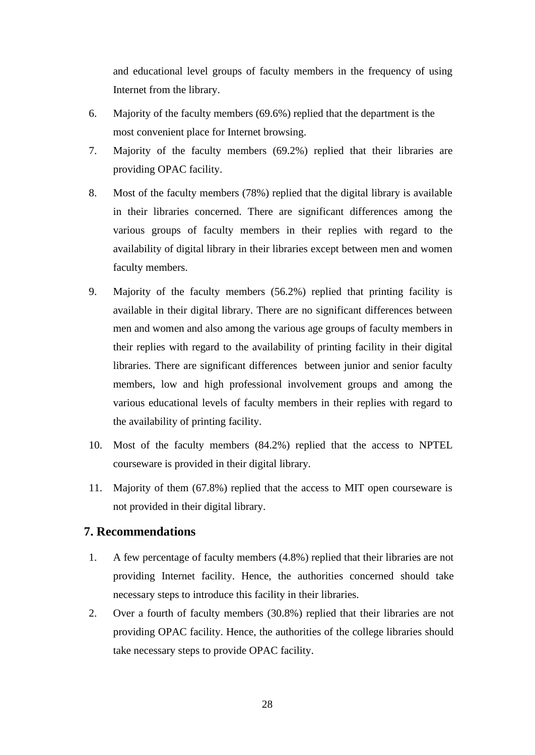and educational level groups of faculty members in the frequency of using Internet from the library.

6. Majority of the faculty members (69.6%) replied that the department is the most convenient place for Internet browsing.
7. Majority of the faculty members (69.2%) replied that their libraries are providing OPAC facility.
8. Most of the faculty members (78%) replied that the digital library is available in their libraries concerned. There are significant differences among the various groups of faculty members in their replies with regard to the availability of digital library in their libraries except between men and women faculty members.
9. Majority of the faculty members (56.2%) replied that printing facility is available in their digital library. There are no significant differences between men and women and also among the various age groups of faculty members in their replies with regard to the availability of printing facility in their digital libraries. There are significant differences between junior and senior faculty members, low and high professional involvement groups and among the various educational levels of faculty members in their replies with regard to the availability of printing facility.
10. Most of the faculty members (84.2%) replied that the access to NPTEL courseware is provided in their digital library.
11. Majority of them (67.8%) replied that the access to MIT open courseware is not provided in their digital library.

## 7. Recommendations

1. A few percentage of faculty members (4.8%) replied that their libraries are not providing Internet facility. Hence, the authorities concerned should take necessary steps to introduce this facility in their libraries.
2. Over a fourth of faculty members (30.8%) replied that their libraries are not providing OPAC facility. Hence, the authorities of the college libraries should take necessary steps to provide OPAC facility.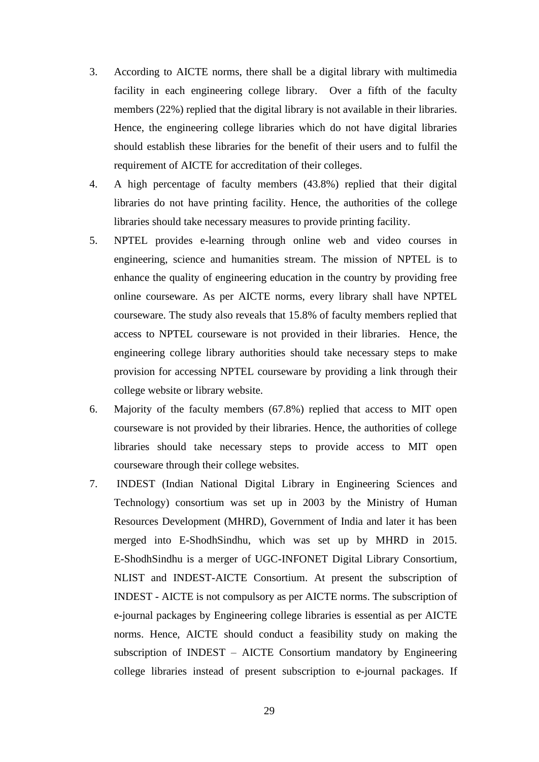3. According to AICTE norms, there shall be a digital library with multimedia facility in each engineering college library. Over a fifth of the faculty members (22%) replied that the digital library is not available in their libraries. Hence, the engineering college libraries which do not have digital libraries should establish these libraries for the benefit of their users and to fulfil the requirement of AICTE for accreditation of their colleges.
4. A high percentage of faculty members (43.8%) replied that their digital libraries do not have printing facility. Hence, the authorities of the college libraries should take necessary measures to provide printing facility.
5. NPTEL provides e-learning through online web and video courses in engineering, science and humanities stream. The mission of NPTEL is to enhance the quality of engineering education in the country by providing free online courseware. As per AICTE norms, every library shall have NPTEL courseware. The study also reveals that 15.8% of faculty members replied that access to NPTEL courseware is not provided in their libraries. Hence, the engineering college library authorities should take necessary steps to make provision for accessing NPTEL courseware by providing a link through their college website or library website.
6. Majority of the faculty members (67.8%) replied that access to MIT open courseware is not provided by their libraries. Hence, the authorities of college libraries should take necessary steps to provide access to MIT open courseware through their college websites.
7. INDEST (Indian National Digital Library in Engineering Sciences and Technology) consortium was set up in 2003 by the Ministry of Human Resources Development (MHRD), Government of India and later it has been merged into E-ShodhSindhu, which was set up by MHRD in 2015. E-ShodhSindhu is a merger of UGC-INFONET Digital Library Consortium, NLIST and INDEST-AICTE Consortium. At present the subscription of INDEST - AICTE is not compulsory as per AICTE norms. The subscription of e-journal packages by Engineering college libraries is essential as per AICTE norms. Hence, AICTE should conduct a feasibility study on making the subscription of INDEST – AICTE Consortium mandatory by Engineering college libraries instead of present subscription to e-journal packages. If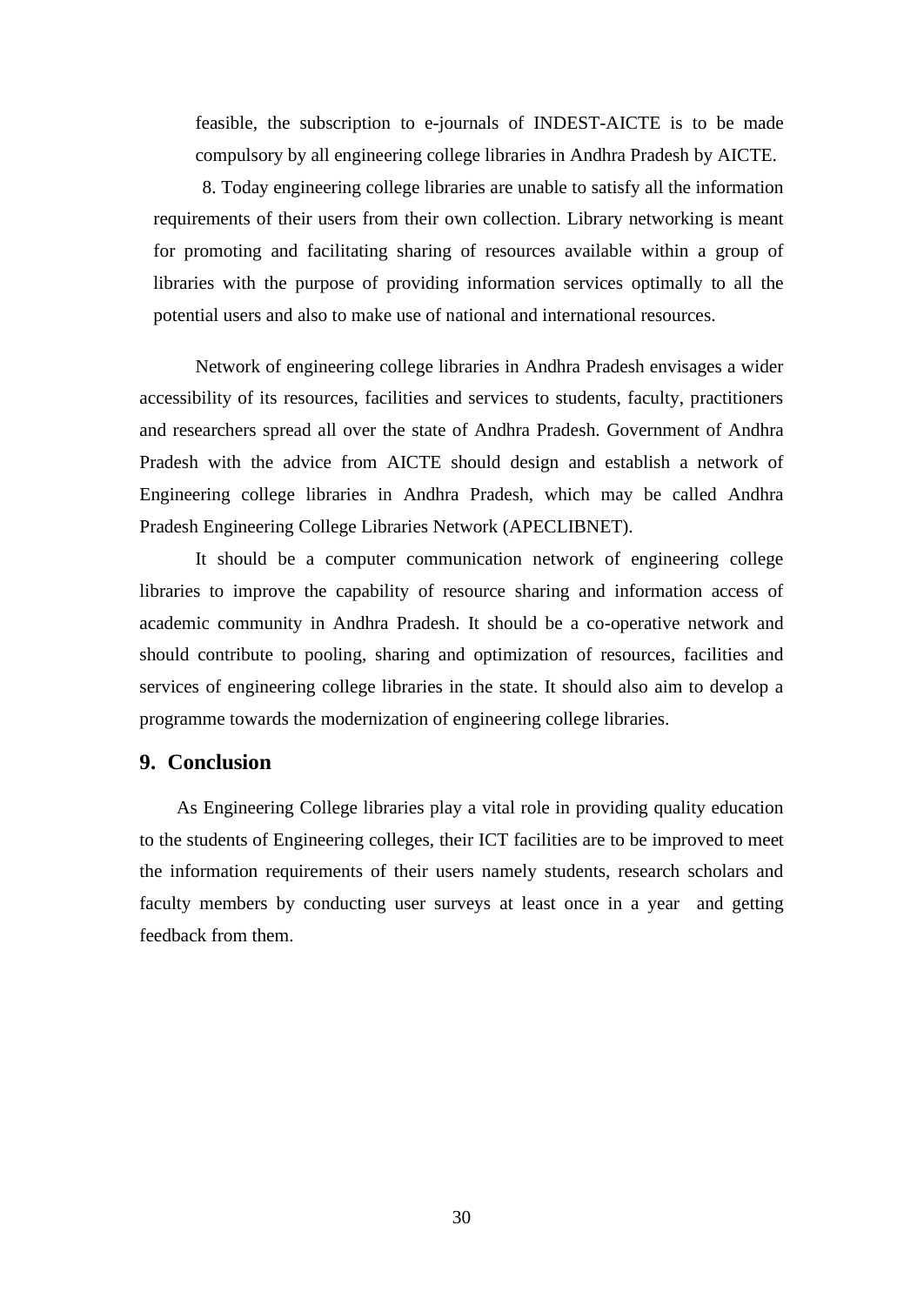feasible, the subscription to e-journals of INDEST-AICTE is to be made compulsory by all engineering college libraries in Andhra Pradesh by AICTE.

8. Today engineering college libraries are unable to satisfy all the information requirements of their users from their own collection. Library networking is meant for promoting and facilitating sharing of resources available within a group of libraries with the purpose of providing information services optimally to all the potential users and also to make use of national and international resources.

Network of engineering college libraries in Andhra Pradesh envisages a wider accessibility of its resources, facilities and services to students, faculty, practitioners and researchers spread all over the state of Andhra Pradesh. Government of Andhra Pradesh with the advice from AICTE should design and establish a network of Engineering college libraries in Andhra Pradesh, which may be called Andhra Pradesh Engineering College Libraries Network (APECLIBNET).

It should be a computer communication network of engineering college libraries to improve the capability of resource sharing and information access of academic community in Andhra Pradesh. It should be a co-operative network and should contribute to pooling, sharing and optimization of resources, facilities and services of engineering college libraries in the state. It should also aim to develop a programme towards the modernization of engineering college libraries.

## 9. Conclusion

As Engineering College libraries play a vital role in providing quality education to the students of Engineering colleges, their ICT facilities are to be improved to meet the information requirements of their users namely students, research scholars and faculty members by conducting user surveys at least once in a year and getting feedback from them.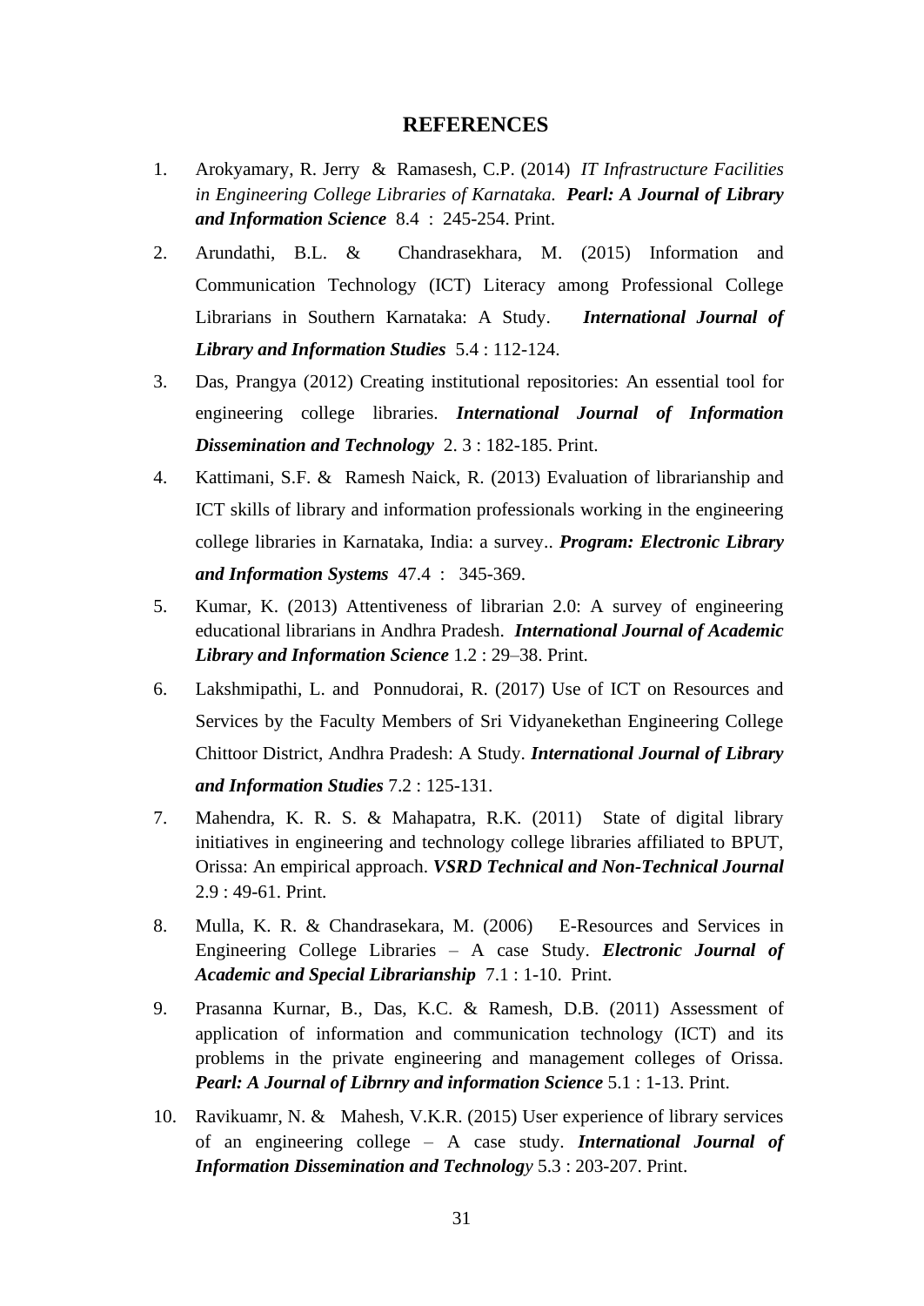# REFERENCES

1. Arokyamary, R. Jerry & Ramasesh, C.P. (2014) *IT Infrastructure Facilities in Engineering College Libraries of Karnataka.* ***Pearl: A Journal of Library and Information Science*** 8.4 : 245-254. Print.
2. Arundathi, B.L. & Chandrasekhara, M. (2015) Information and Communication Technology (ICT) Literacy among Professional College Librarians in Southern Karnataka: A Study. ***International Journal of Library and Information Studies*** 5.4 : 112-124.
3. Das, Prangya (2012) Creating institutional repositories: An essential tool for engineering college libraries. ***International Journal of Information Dissemination and Technology*** 2. 3 : 182-185. Print.
4. Kattimani, S.F. & Ramesh Naick, R. (2013) Evaluation of librarianship and ICT skills of library and information professionals working in the engineering college libraries in Karnataka, India: a survey.. ***Program: Electronic Library and Information Systems*** 47.4 : 345-369.
5. Kumar, K. (2013) Attentiveness of librarian 2.0: A survey of engineering educational librarians in Andhra Pradesh. ***International Journal of Academic Library and Information Science*** 1.2 : 29–38. Print.
6. Lakshmipathi, L. and Ponnudorai, R. (2017) Use of ICT on Resources and Services by the Faculty Members of Sri Vidyanekethan Engineering College Chittoor District, Andhra Pradesh: A Study. ***International Journal of Library and Information Studies*** 7.2 : 125-131.
7. Mahendra, K. R. S. & Mahapatra, R.K. (2011) State of digital library initiatives in engineering and technology college libraries affiliated to BPUT, Orissa: An empirical approach. ***VSRD Technical and Non-Technical Journal*** 2.9 : 49-61. Print.
8. Mulla, K. R. & Chandrasekara, M. (2006) E-Resources and Services in Engineering College Libraries – A case Study. ***Electronic Journal of Academic and Special Librarianship*** 7.1 : 1-10. Print.
9. Prasanna Kurnar, B., Das, K.C. & Ramesh, D.B. (2011) Assessment of application of information and communication technology (ICT) and its problems in the private engineering and management colleges of Orissa. ***Pearl: A Journal of Librnry and information Science*** 5.1 : 1-13. Print.
10. Ravikuamr, N. & Mahesh, V.K.R. (2015) User experience of library services of an engineering college – A case study. ***International Journal of Information Dissemination and Technology*** 5.3 : 203-207. Print.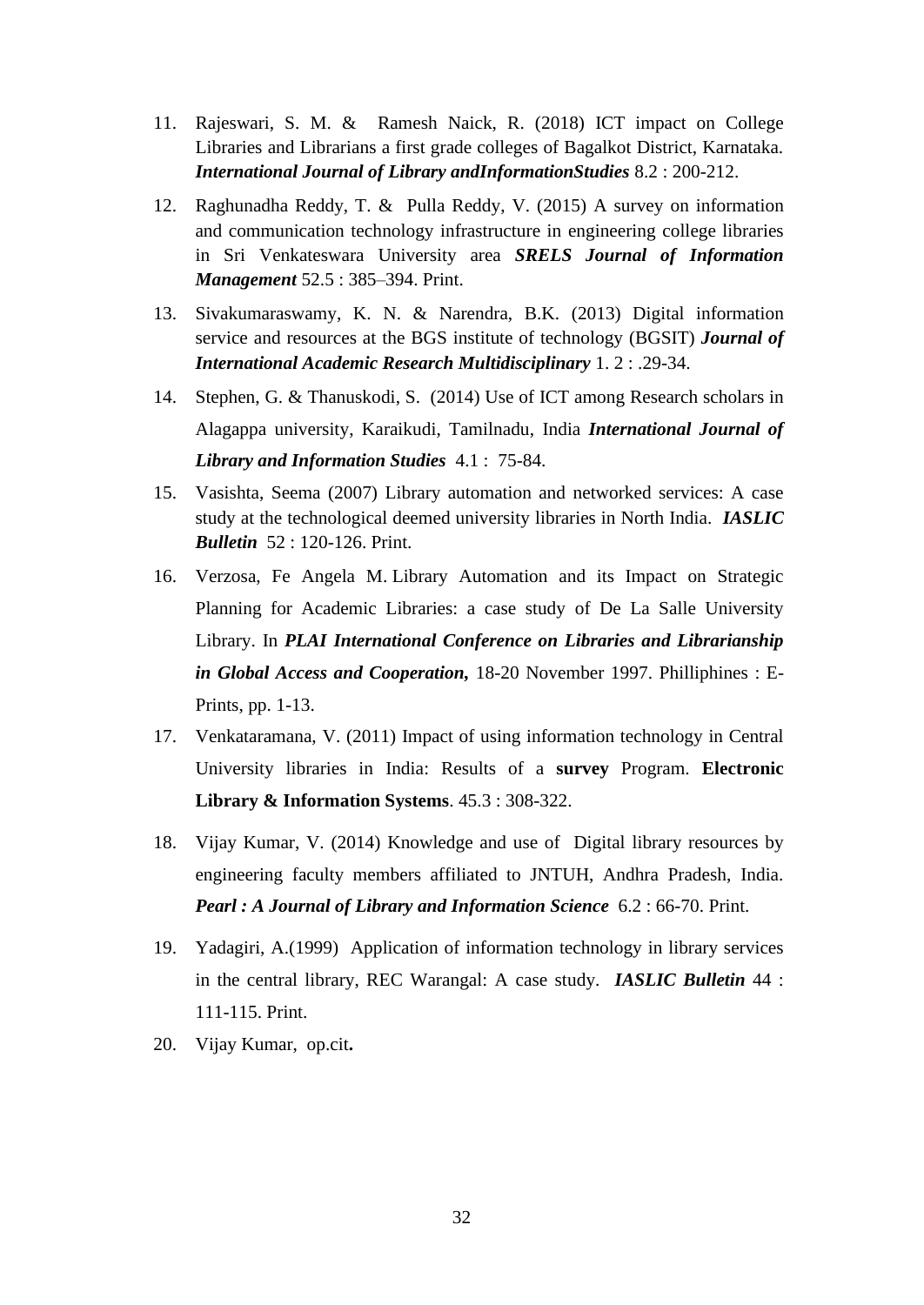11. Rajeswari, S. M. & Ramesh Naick, R. (2018) ICT impact on College Libraries and Librarians a first grade colleges of Bagalkot District, Karnataka. ***International Journal of Library andInformationStudies*** 8.2 : 200-212.

12. Raghunadha Reddy, T. & Pulla Reddy, V. (2015) A survey on information and communication technology infrastructure in engineering college libraries in Sri Venkateswara University area ***SRELS Journal of Information Management*** 52.5 : 385–394. Print.

13. Sivakumaraswamy, K. N. & Narendra, B.K. (2013) Digital information service and resources at the BGS institute of technology (BGSIT) ***Journal of International Academic Research Multidisciplinary*** 1. 2 : .29-34.

14. Stephen, G. & Thanuskodi, S. (2014) Use of ICT among Research scholars in Alagappa university, Karaikudi, Tamilnadu, India ***International Journal of Library and Information Studies*** 4.1 : 75-84.

15. Vasishta, Seema (2007) Library automation and networked services: A case study at the technological deemed university libraries in North India. ***IASLIC Bulletin*** 52 : 120-126. Print.

16. Verzosa, Fe Angela M. Library Automation and its Impact on Strategic Planning for Academic Libraries: a case study of De La Salle University Library. In ***PLAI International Conference on Libraries and Librarianship in Global Access and Cooperation,*** 18-20 November 1997. Philliphines : E-Prints, pp. 1-13.

17. Venkataramana, V. (2011) Impact of using information technology in Central University libraries in India: Results of a **survey** Program. **Electronic Library & Information Systems**. 45.3 : 308-322.

18. Vijay Kumar, V. (2014) Knowledge and use of Digital library resources by engineering faculty members affiliated to JNTUH, Andhra Pradesh, India. ***Pearl : A Journal of Library and Information Science*** 6.2 : 66-70. Print.

19. Yadagiri, A.(1999) Application of information technology in library services in the central library, REC Warangal: A case study. ***IASLIC Bulletin*** 44 : 111-115. Print.

20. Vijay Kumar, op.cit**.**